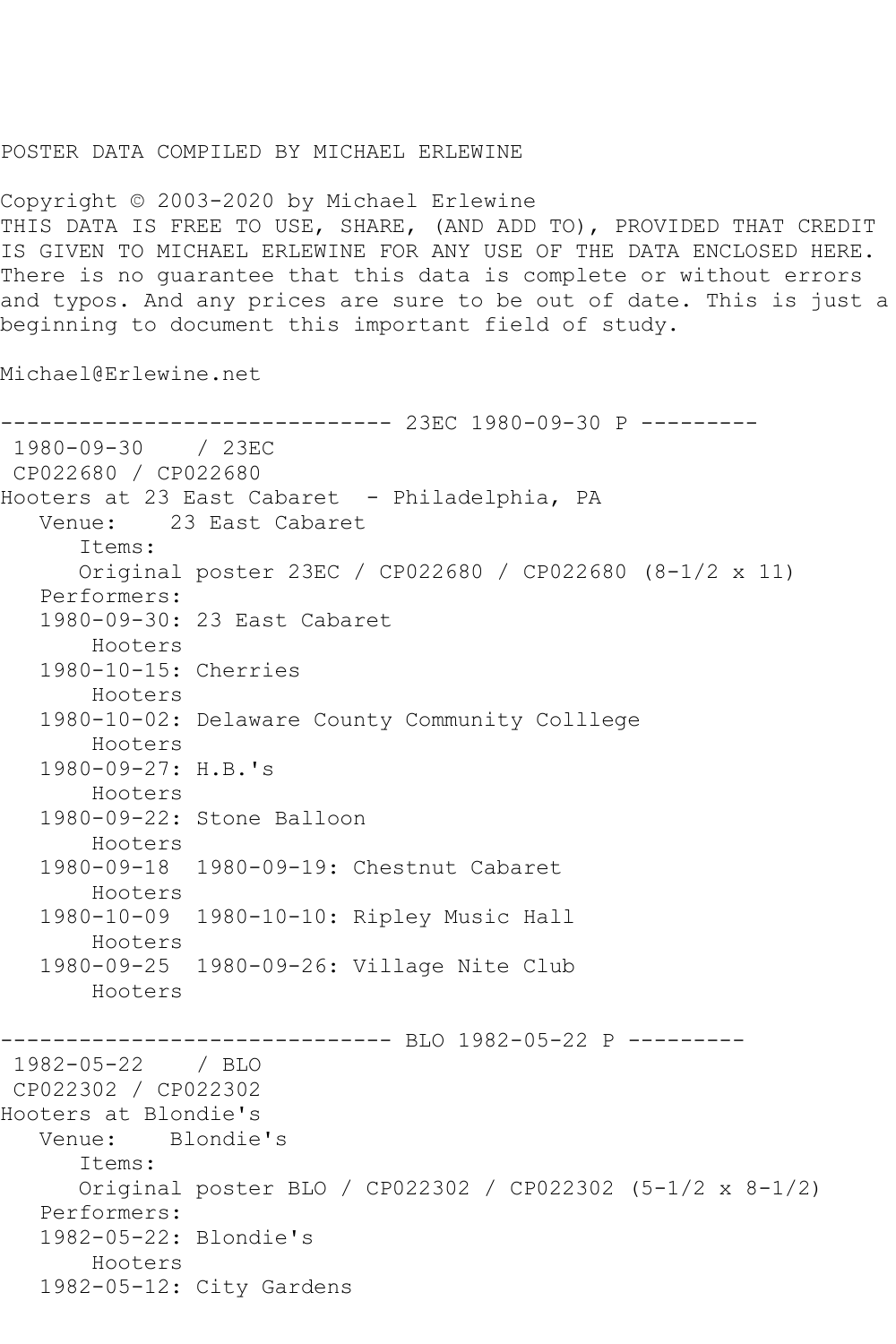POSTER DATA COMPILED BY MICHAEL ERLEWINE

Copyright © 2003-2020 by Michael Erlewine
THIS DATA IS FREE TO USE, SHARE, (AND ADD TO), PROVIDED THAT CREDIT IS GIVEN TO MICHAEL ERLEWINE FOR ANY USE OF THE DATA ENCLOSED HERE. There is no guarantee that this data is complete or without errors and typos. And any prices are sure to be out of date. This is just a beginning to document this important field of study.

Michael@Erlewine.net

```
------------------------------ 23EC 1980-09-30 P ---------
 1980-09-30    / 23EC
 CP022680 / CP022680
Hooters at 23 East Cabaret  - Philadelphia, PA
   Venue:    23 East Cabaret
      Items:
      Original poster 23EC / CP022680 / CP022680 (8-1/2 x 11)
   Performers:
   1980-09-30: 23 East Cabaret
       Hooters
   1980-10-15: Cherries
       Hooters
   1980-10-02: Delaware County Community Colllege
       Hooters
   1980-09-27: H.B.'s
       Hooters
   1980-09-22: Stone Balloon
       Hooters
   1980-09-18  1980-09-19: Chestnut Cabaret
       Hooters
   1980-10-09  1980-10-10: Ripley Music Hall
       Hooters
   1980-09-25  1980-09-26: Village Nite Club
       Hooters

------------------------------ BLO 1982-05-22 P ---------
 1982-05-22    / BLO
 CP022302 / CP022302
Hooters at Blondie's
   Venue:    Blondie's
      Items:
      Original poster BLO / CP022302 / CP022302 (5-1/2 x 8-1/2)
   Performers:
   1982-05-22: Blondie's
       Hooters
   1982-05-12: City Gardens
```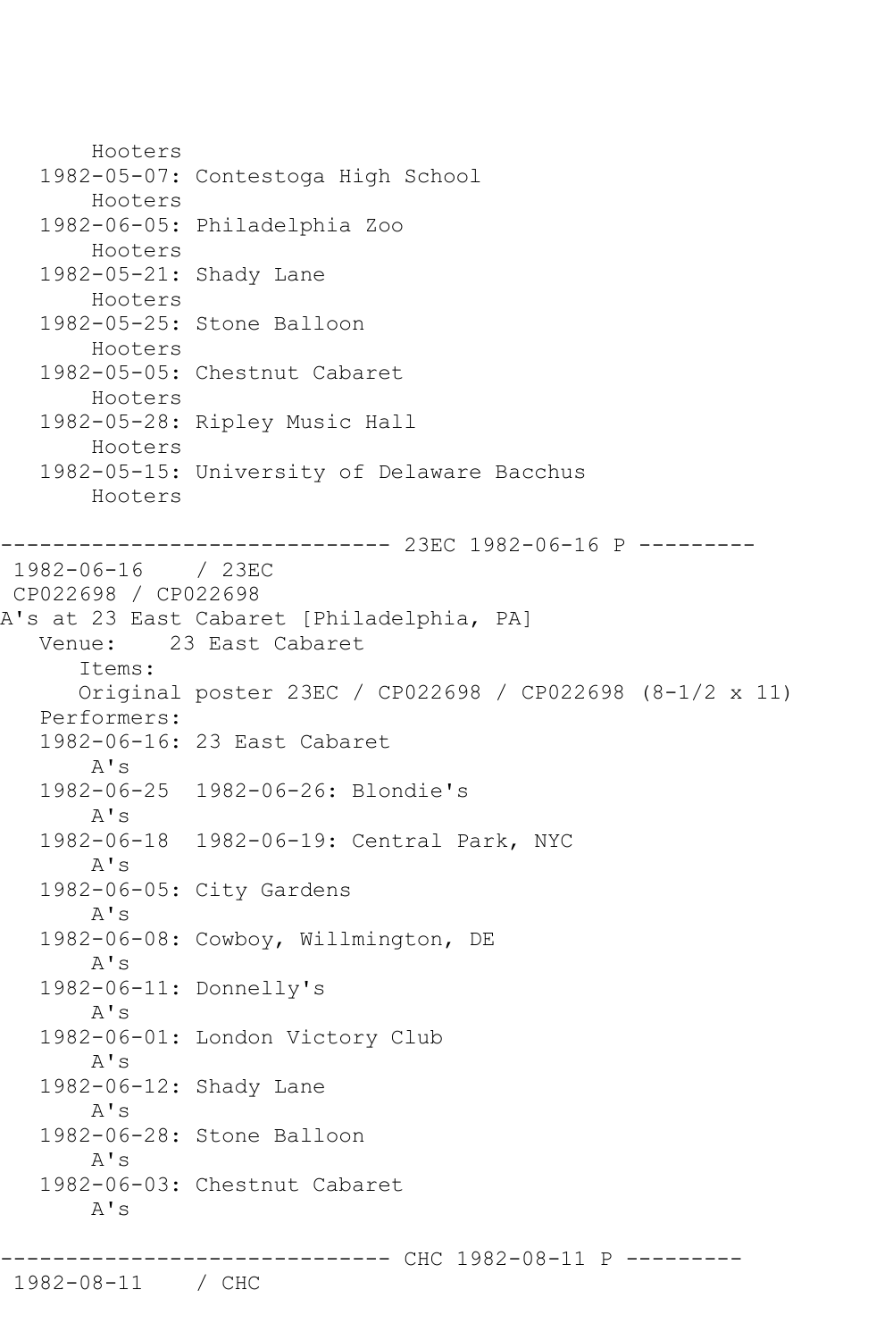```
       Hooters
   1982-05-07: Contestoga High School
       Hooters
   1982-06-05: Philadelphia Zoo
       Hooters
   1982-05-21: Shady Lane
       Hooters
   1982-05-25: Stone Balloon
       Hooters
   1982-05-05: Chestnut Cabaret
       Hooters
   1982-05-28: Ripley Music Hall
       Hooters
   1982-05-15: University of Delaware Bacchus
       Hooters

------------------------------ 23EC 1982-06-16 P ---------
 1982-06-16    / 23EC
 CP022698 / CP022698
A's at 23 East Cabaret [Philadelphia, PA]
   Venue:    23 East Cabaret
      Items:
      Original poster 23EC / CP022698 / CP022698 (8-1/2 x 11)
   Performers:
   1982-06-16: 23 East Cabaret
       A's
   1982-06-25  1982-06-26: Blondie's
       A's
   1982-06-18  1982-06-19: Central Park, NYC
       A's
   1982-06-05: City Gardens
       A's
   1982-06-08: Cowboy, Willmington, DE
       A's
   1982-06-11: Donnelly's
       A's
   1982-06-01: London Victory Club
       A's
   1982-06-12: Shady Lane
       A's
   1982-06-28: Stone Balloon
       A's
   1982-06-03: Chestnut Cabaret
       A's

------------------------------ CHC 1982-08-11 P ---------
 1982-08-11    / CHC
```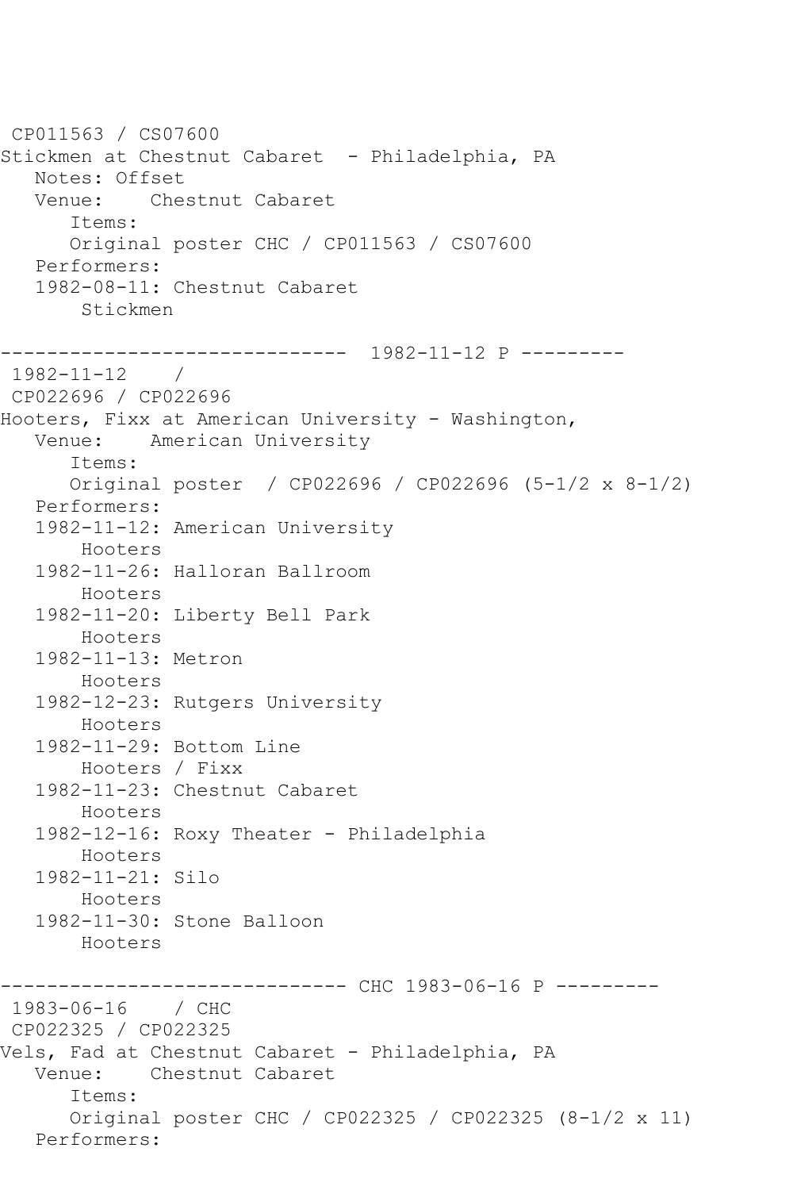CP011563 / CS07600
Stickmen at Chestnut Cabaret  - Philadelphia, PA
   Notes: Offset
   Venue:    Chestnut Cabaret
      Items:
      Original poster CHC / CP011563 / CS07600
   Performers:
   1982-08-11: Chestnut Cabaret
       Stickmen

------------------------------  1982-11-12 P ---------
 1982-11-12    /
 CP022696 / CP022696
Hooters, Fixx at American University - Washington,
   Venue:    American University
      Items:
      Original poster  / CP022696 / CP022696 (5-1/2 x 8-1/2)
   Performers:
   1982-11-12: American University
       Hooters
   1982-11-26: Halloran Ballroom
       Hooters
   1982-11-20: Liberty Bell Park
       Hooters
   1982-11-13: Metron
       Hooters
   1982-12-23: Rutgers University
       Hooters
   1982-11-29: Bottom Line
       Hooters / Fixx
   1982-11-23: Chestnut Cabaret
       Hooters
   1982-12-16: Roxy Theater - Philadelphia
       Hooters
   1982-11-21: Silo
       Hooters
   1982-11-30: Stone Balloon
       Hooters

------------------------------ CHC 1983-06-16 P ---------
 1983-06-16    / CHC
 CP022325 / CP022325
Vels, Fad at Chestnut Cabaret - Philadelphia, PA
   Venue:    Chestnut Cabaret
      Items:
      Original poster CHC / CP022325 / CP022325 (8-1/2 x 11)
   Performers: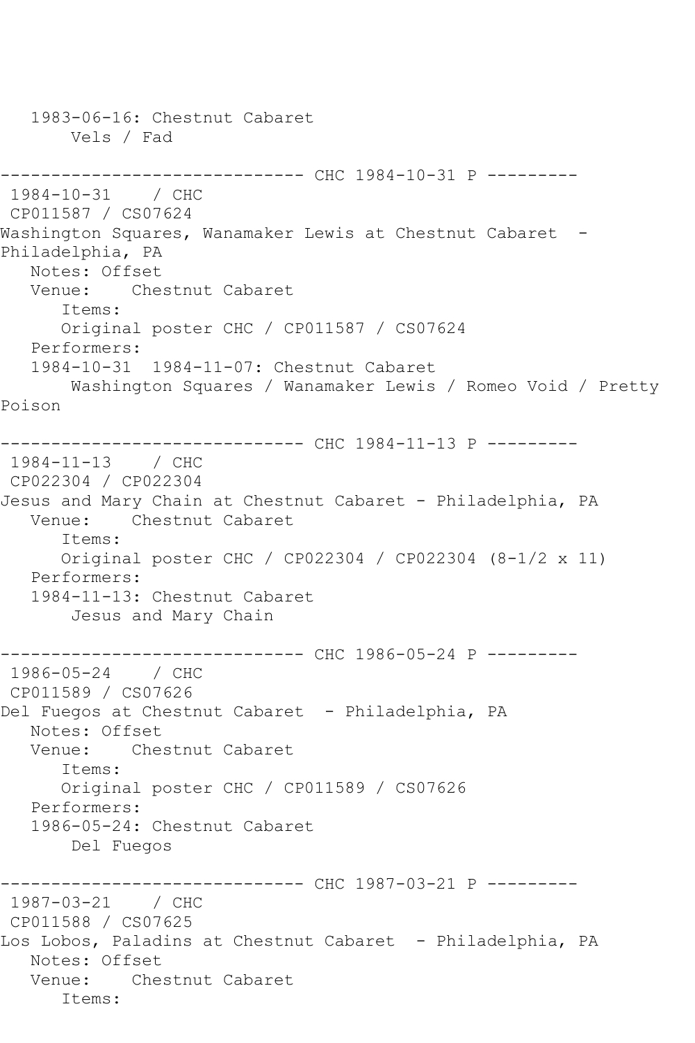1983-06-16: Chestnut Cabaret
Vels / Fad

------------------------------ CHC 1984-10-31 P ---------
1984-10-31 / CHC
CP011587 / CS07624
Washington Squares, Wanamaker Lewis at Chestnut Cabaret - Philadelphia, PA
Notes: Offset
Venue: Chestnut Cabaret
Items:
Original poster CHC / CP011587 / CS07624
Performers:
1984-10-31 1984-11-07: Chestnut Cabaret
Washington Squares / Wanamaker Lewis / Romeo Void / Pretty Poison

------------------------------ CHC 1984-11-13 P ---------
1984-11-13 / CHC
CP022304 / CP022304
Jesus and Mary Chain at Chestnut Cabaret - Philadelphia, PA
Venue: Chestnut Cabaret
Items:
Original poster CHC / CP022304 / CP022304 (8-1/2 x 11)
Performers:
1984-11-13: Chestnut Cabaret
Jesus and Mary Chain

------------------------------ CHC 1986-05-24 P ---------
1986-05-24 / CHC
CP011589 / CS07626
Del Fuegos at Chestnut Cabaret - Philadelphia, PA
Notes: Offset
Venue: Chestnut Cabaret
Items:
Original poster CHC / CP011589 / CS07626
Performers:
1986-05-24: Chestnut Cabaret
Del Fuegos

------------------------------ CHC 1987-03-21 P ---------
1987-03-21 / CHC
CP011588 / CS07625
Los Lobos, Paladins at Chestnut Cabaret - Philadelphia, PA
Notes: Offset
Venue: Chestnut Cabaret
Items: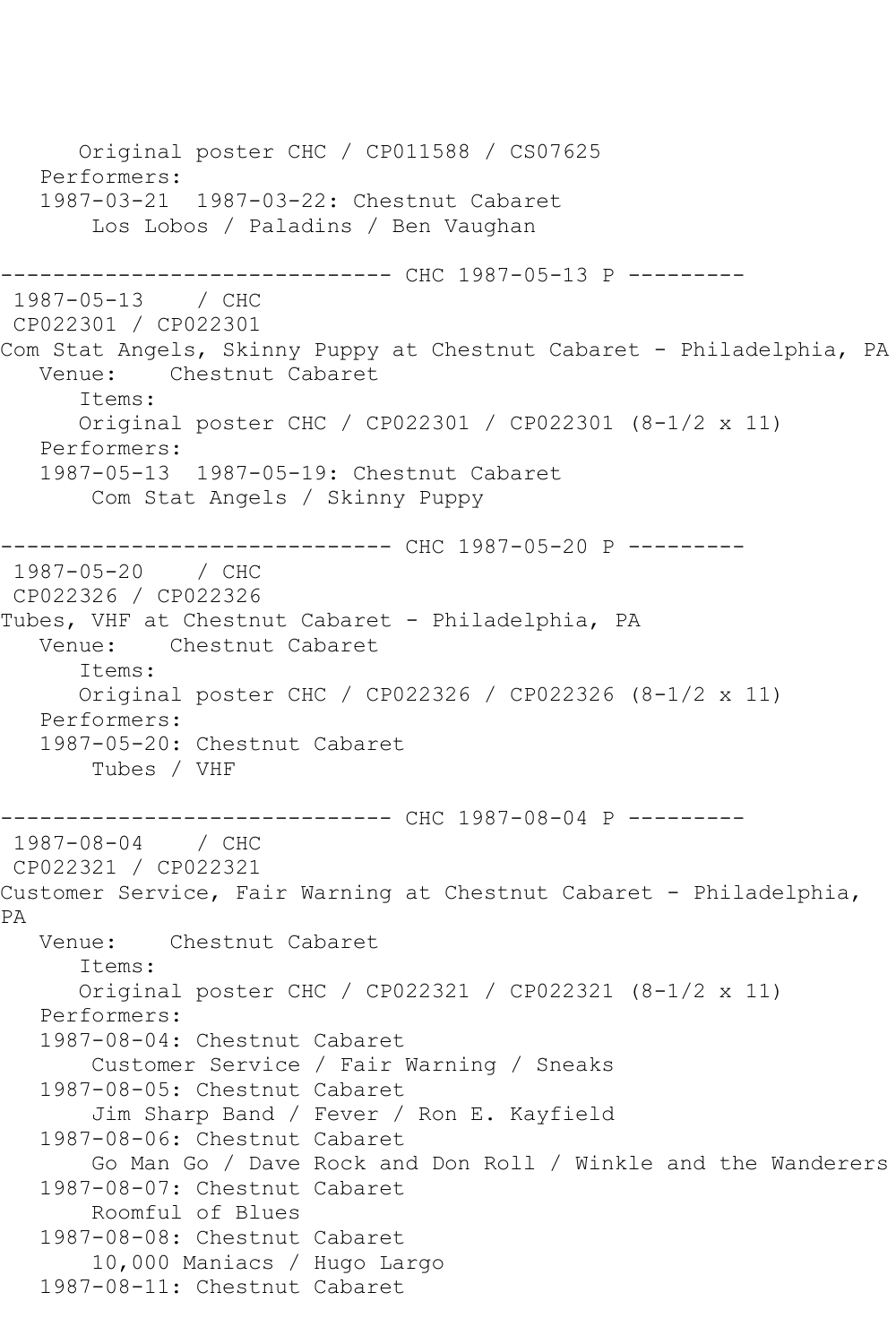Original poster CHC / CP011588 / CS07625
Performers:
1987-03-21  1987-03-22: Chestnut Cabaret
Los Lobos / Paladins / Ben Vaughan

------------------------------ CHC 1987-05-13 P ---------

1987-05-13    / CHC
CP022301 / CP022301
Com Stat Angels, Skinny Puppy at Chestnut Cabaret - Philadelphia, PA
Venue:    Chestnut Cabaret
Items:
Original poster CHC / CP022301 / CP022301 (8-1/2 x 11)
Performers:
1987-05-13  1987-05-19: Chestnut Cabaret
Com Stat Angels / Skinny Puppy

------------------------------ CHC 1987-05-20 P ---------

1987-05-20    / CHC
CP022326 / CP022326
Tubes, VHF at Chestnut Cabaret - Philadelphia, PA
Venue:    Chestnut Cabaret
Items:
Original poster CHC / CP022326 / CP022326 (8-1/2 x 11)
Performers:
1987-05-20: Chestnut Cabaret
Tubes / VHF

------------------------------ CHC 1987-08-04 P ---------

1987-08-04    / CHC
CP022321 / CP022321
Customer Service, Fair Warning at Chestnut Cabaret - Philadelphia, PA
Venue:    Chestnut Cabaret
Items:
Original poster CHC / CP022321 / CP022321 (8-1/2 x 11)
Performers:
1987-08-04: Chestnut Cabaret
Customer Service / Fair Warning / Sneaks
1987-08-05: Chestnut Cabaret
Jim Sharp Band / Fever / Ron E. Kayfield
1987-08-06: Chestnut Cabaret
Go Man Go / Dave Rock and Don Roll / Winkle and the Wanderers
1987-08-07: Chestnut Cabaret
Roomful of Blues
1987-08-08: Chestnut Cabaret
10,000 Maniacs / Hugo Largo
1987-08-11: Chestnut Cabaret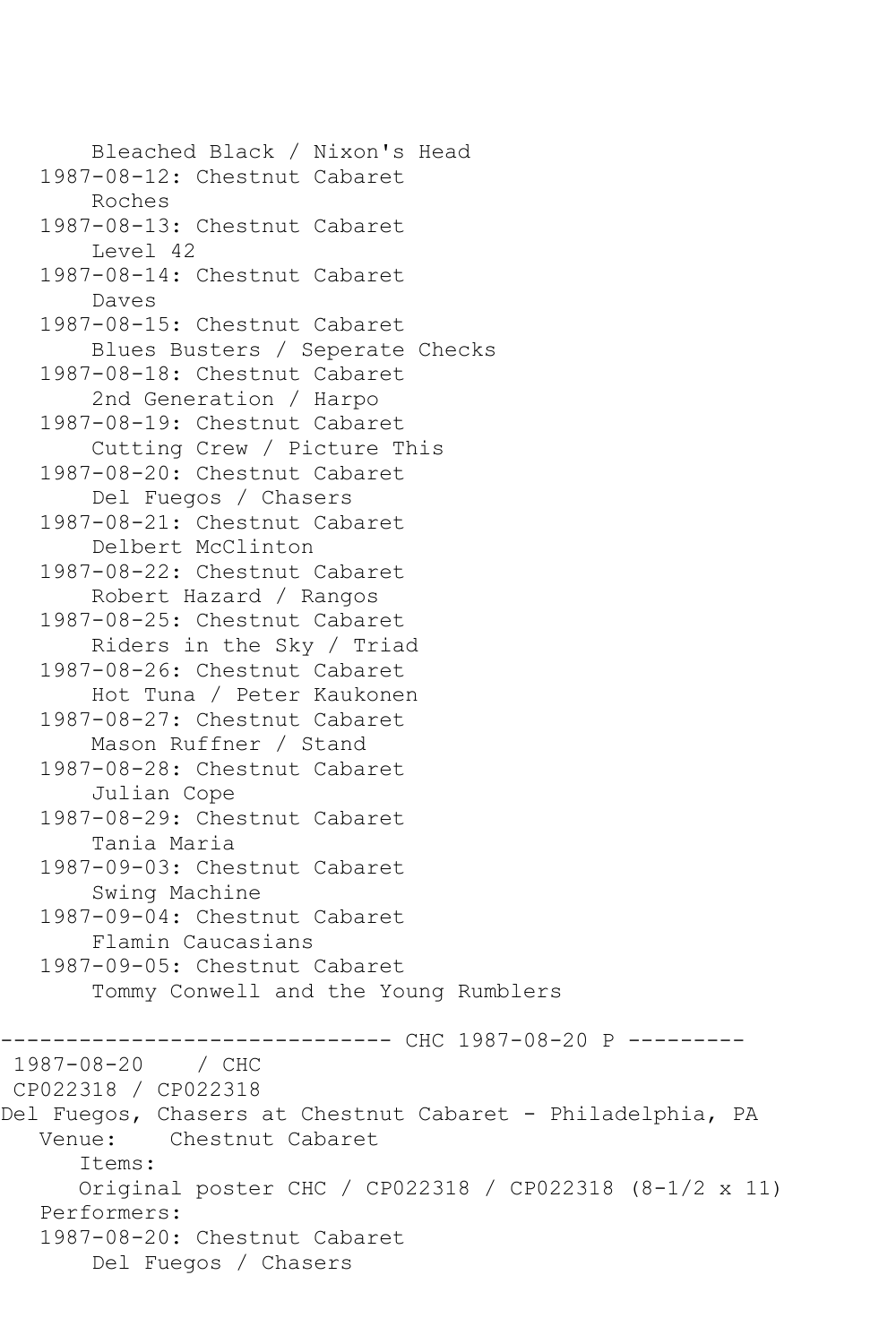Bleached Black / Nixon's Head
   1987-08-12: Chestnut Cabaret
       Roches
   1987-08-13: Chestnut Cabaret
       Level 42
   1987-08-14: Chestnut Cabaret
       Daves
   1987-08-15: Chestnut Cabaret
       Blues Busters / Seperate Checks
   1987-08-18: Chestnut Cabaret
       2nd Generation / Harpo
   1987-08-19: Chestnut Cabaret
       Cutting Crew / Picture This
   1987-08-20: Chestnut Cabaret
       Del Fuegos / Chasers
   1987-08-21: Chestnut Cabaret
       Delbert McClinton
   1987-08-22: Chestnut Cabaret
       Robert Hazard / Rangos
   1987-08-25: Chestnut Cabaret
       Riders in the Sky / Triad
   1987-08-26: Chestnut Cabaret
       Hot Tuna / Peter Kaukonen
   1987-08-27: Chestnut Cabaret
       Mason Ruffner / Stand
   1987-08-28: Chestnut Cabaret
       Julian Cope
   1987-08-29: Chestnut Cabaret
       Tania Maria
   1987-09-03: Chestnut Cabaret
       Swing Machine
   1987-09-04: Chestnut Cabaret
       Flamin Caucasians
   1987-09-05: Chestnut Cabaret
       Tommy Conwell and the Young Rumblers

------------------------------ CHC 1987-08-20 P ---------
 1987-08-20    / CHC
 CP022318 / CP022318
Del Fuegos, Chasers at Chestnut Cabaret - Philadelphia, PA
   Venue:    Chestnut Cabaret
      Items:
      Original poster CHC / CP022318 / CP022318 (8-1/2 x 11)
   Performers:
   1987-08-20: Chestnut Cabaret
       Del Fuegos / Chasers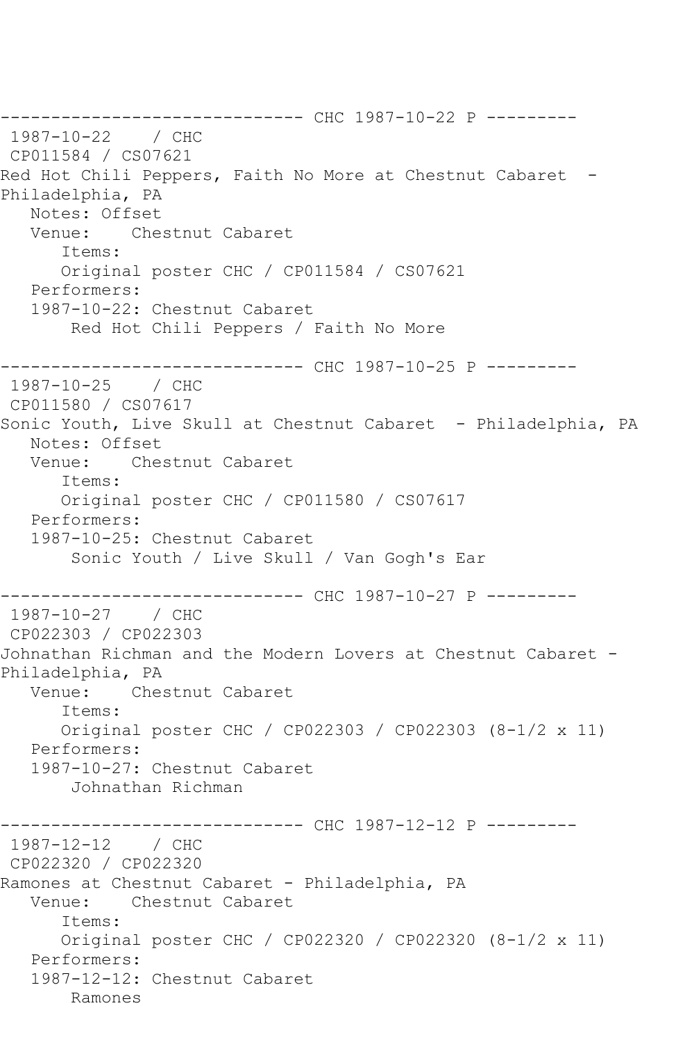------------------------------ CHC 1987-10-22 P ---------
1987-10-22    / CHC
CP011584 / CS07621
Red Hot Chili Peppers, Faith No More at Chestnut Cabaret  - Philadelphia, PA
   Notes: Offset
   Venue:    Chestnut Cabaret
      Items:
      Original poster CHC / CP011584 / CS07621
   Performers:
   1987-10-22: Chestnut Cabaret
       Red Hot Chili Peppers / Faith No More

------------------------------ CHC 1987-10-25 P ---------
1987-10-25    / CHC
CP011580 / CS07617
Sonic Youth, Live Skull at Chestnut Cabaret  - Philadelphia, PA
   Notes: Offset
   Venue:    Chestnut Cabaret
      Items:
      Original poster CHC / CP011580 / CS07617
   Performers:
   1987-10-25: Chestnut Cabaret
       Sonic Youth / Live Skull / Van Gogh's Ear

------------------------------ CHC 1987-10-27 P ---------
1987-10-27    / CHC
CP022303 / CP022303
Johnathan Richman and the Modern Lovers at Chestnut Cabaret - Philadelphia, PA
   Venue:    Chestnut Cabaret
      Items:
      Original poster CHC / CP022303 / CP022303 (8-1/2 x 11)
   Performers:
   1987-10-27: Chestnut Cabaret
       Johnathan Richman

------------------------------ CHC 1987-12-12 P ---------
1987-12-12    / CHC
CP022320 / CP022320
Ramones at Chestnut Cabaret - Philadelphia, PA
   Venue:    Chestnut Cabaret
      Items:
      Original poster CHC / CP022320 / CP022320 (8-1/2 x 11)
   Performers:
   1987-12-12: Chestnut Cabaret
       Ramones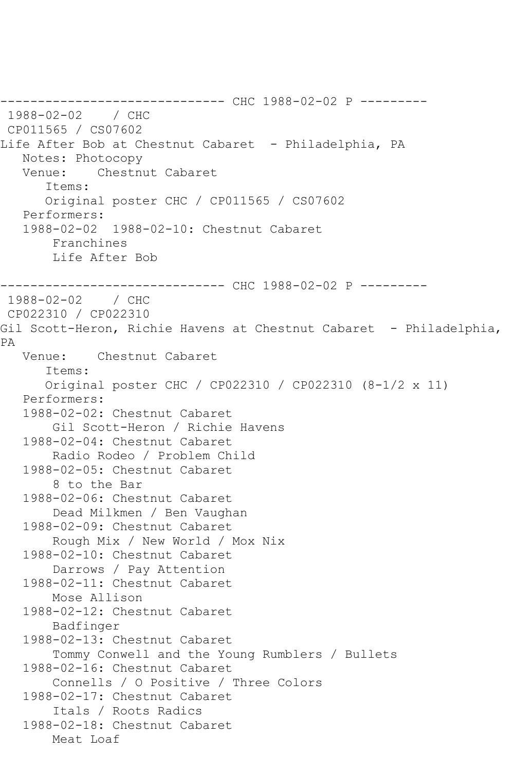------------------------------ CHC 1988-02-02 P ---------
1988-02-02 / CHC
CP011565 / CS07602
Life After Bob at Chestnut Cabaret - Philadelphia, PA
Notes: Photocopy
Venue: Chestnut Cabaret
Items:
Original poster CHC / CP011565 / CS07602
Performers:
1988-02-02 1988-02-10: Chestnut Cabaret
Franchines
Life After Bob

------------------------------ CHC 1988-02-02 P ---------
1988-02-02 / CHC
CP022310 / CP022310
Gil Scott-Heron, Richie Havens at Chestnut Cabaret - Philadelphia, PA
Venue: Chestnut Cabaret
Items:
Original poster CHC / CP022310 / CP022310 (8-1/2 x 11)
Performers:
1988-02-02: Chestnut Cabaret
Gil Scott-Heron / Richie Havens
1988-02-04: Chestnut Cabaret
Radio Rodeo / Problem Child
1988-02-05: Chestnut Cabaret
8 to the Bar
1988-02-06: Chestnut Cabaret
Dead Milkmen / Ben Vaughan
1988-02-09: Chestnut Cabaret
Rough Mix / New World / Mox Nix
1988-02-10: Chestnut Cabaret
Darrows / Pay Attention
1988-02-11: Chestnut Cabaret
Mose Allison
1988-02-12: Chestnut Cabaret
Badfinger
1988-02-13: Chestnut Cabaret
Tommy Conwell and the Young Rumblers / Bullets
1988-02-16: Chestnut Cabaret
Connells / O Positive / Three Colors
1988-02-17: Chestnut Cabaret
Itals / Roots Radics
1988-02-18: Chestnut Cabaret
Meat Loaf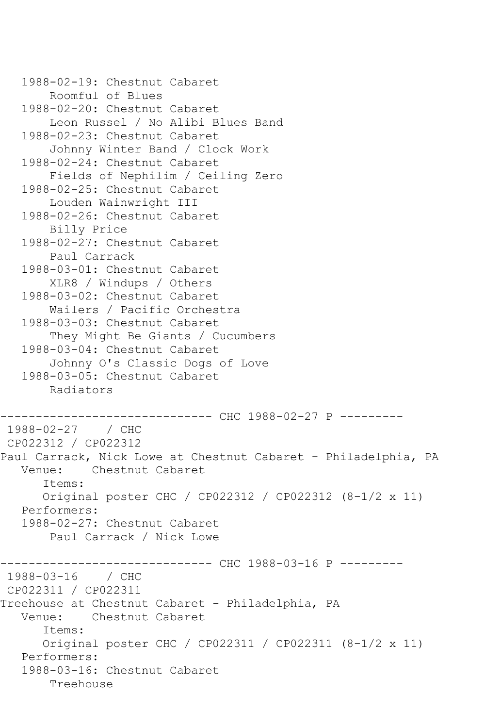```
   1988-02-19: Chestnut Cabaret
       Roomful of Blues
   1988-02-20: Chestnut Cabaret
       Leon Russel / No Alibi Blues Band
   1988-02-23: Chestnut Cabaret
       Johnny Winter Band / Clock Work
   1988-02-24: Chestnut Cabaret
       Fields of Nephilim / Ceiling Zero
   1988-02-25: Chestnut Cabaret
       Louden Wainwright III
   1988-02-26: Chestnut Cabaret
       Billy Price
   1988-02-27: Chestnut Cabaret
       Paul Carrack
   1988-03-01: Chestnut Cabaret
       XLR8 / Windups / Others
   1988-03-02: Chestnut Cabaret
       Wailers / Pacific Orchestra
   1988-03-03: Chestnut Cabaret
       They Might Be Giants / Cucumbers
   1988-03-04: Chestnut Cabaret
       Johnny O's Classic Dogs of Love
   1988-03-05: Chestnut Cabaret
       Radiators

------------------------------ CHC 1988-02-27 P ---------
 1988-02-27    / CHC
 CP022312 / CP022312
Paul Carrack, Nick Lowe at Chestnut Cabaret - Philadelphia, PA
   Venue:    Chestnut Cabaret
      Items:
      Original poster CHC / CP022312 / CP022312 (8-1/2 x 11)
   Performers:
   1988-02-27: Chestnut Cabaret
       Paul Carrack / Nick Lowe

------------------------------ CHC 1988-03-16 P ---------
 1988-03-16    / CHC
 CP022311 / CP022311
Treehouse at Chestnut Cabaret - Philadelphia, PA
   Venue:    Chestnut Cabaret
      Items:
      Original poster CHC / CP022311 / CP022311 (8-1/2 x 11)
   Performers:
   1988-03-16: Chestnut Cabaret
       Treehouse
```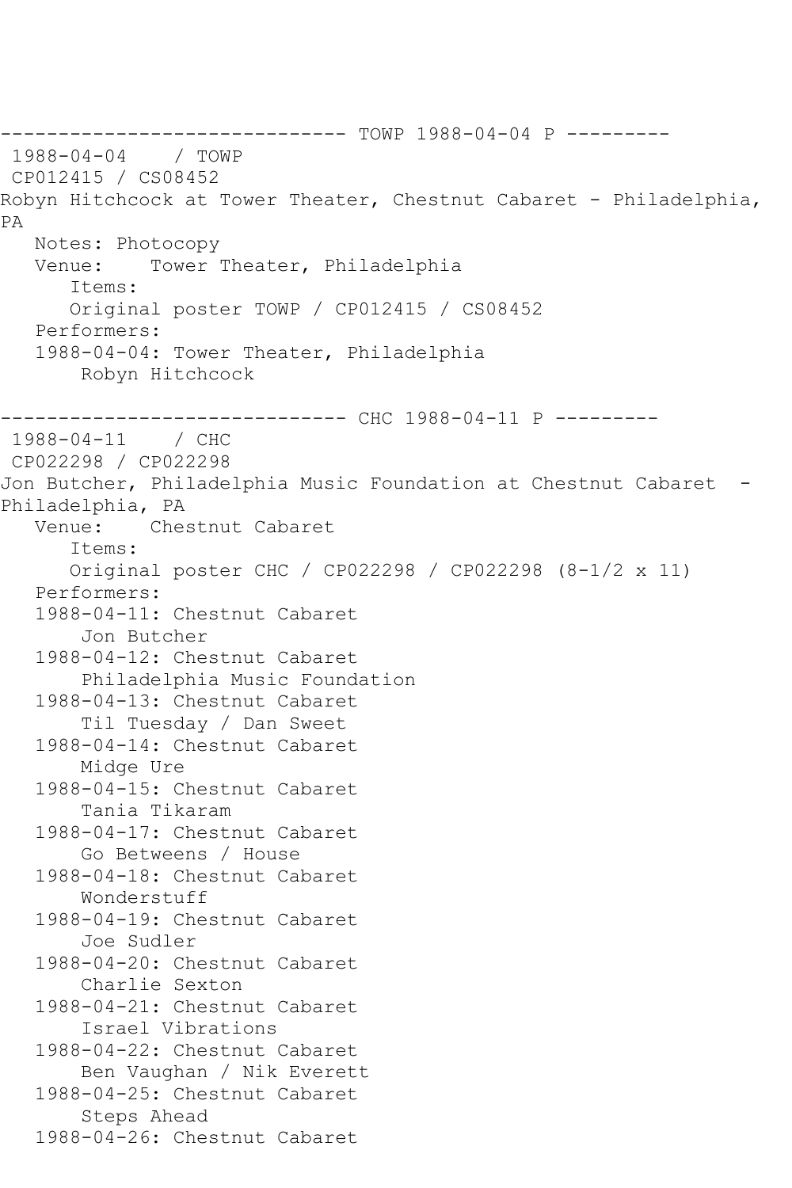------------------------------ TOWP 1988-04-04 P ---------

1988-04-04 / TOWP

CP012415 / CS08452

Robyn Hitchcock at Tower Theater, Chestnut Cabaret - Philadelphia, PA

Notes: Photocopy

Venue: Tower Theater, Philadelphia

Items:

Original poster TOWP / CP012415 / CS08452

Performers:

1988-04-04: Tower Theater, Philadelphia

Robyn Hitchcock

------------------------------ CHC 1988-04-11 P ---------

1988-04-11 / CHC

CP022298 / CP022298

Jon Butcher, Philadelphia Music Foundation at Chestnut Cabaret - Philadelphia, PA

Venue: Chestnut Cabaret

Items:

Original poster CHC / CP022298 / CP022298 (8-1/2 x 11)

Performers:

1988-04-11: Chestnut Cabaret

Jon Butcher

1988-04-12: Chestnut Cabaret

Philadelphia Music Foundation

1988-04-13: Chestnut Cabaret

Til Tuesday / Dan Sweet

1988-04-14: Chestnut Cabaret

Midge Ure

1988-04-15: Chestnut Cabaret

Tania Tikaram

1988-04-17: Chestnut Cabaret

Go Betweens / House

1988-04-18: Chestnut Cabaret

Wonderstuff

1988-04-19: Chestnut Cabaret

Joe Sudler

1988-04-20: Chestnut Cabaret

Charlie Sexton

1988-04-21: Chestnut Cabaret

Israel Vibrations

1988-04-22: Chestnut Cabaret

Ben Vaughan / Nik Everett

1988-04-25: Chestnut Cabaret

Steps Ahead

1988-04-26: Chestnut Cabaret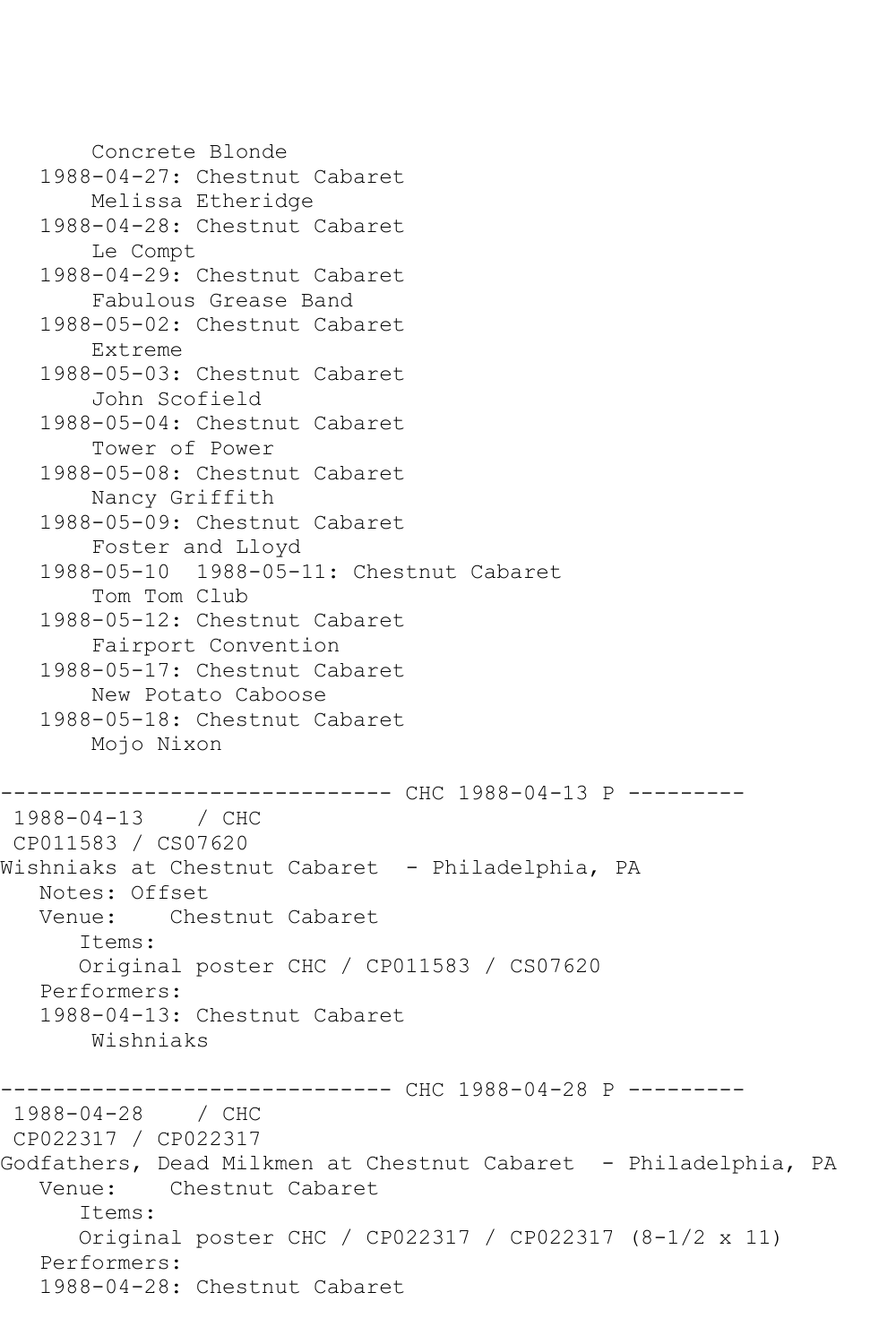Concrete Blonde
   1988-04-27: Chestnut Cabaret
       Melissa Etheridge
   1988-04-28: Chestnut Cabaret
       Le Compt
   1988-04-29: Chestnut Cabaret
       Fabulous Grease Band
   1988-05-02: Chestnut Cabaret
       Extreme
   1988-05-03: Chestnut Cabaret
       John Scofield
   1988-05-04: Chestnut Cabaret
       Tower of Power
   1988-05-08: Chestnut Cabaret
       Nancy Griffith
   1988-05-09: Chestnut Cabaret
       Foster and Lloyd
   1988-05-10  1988-05-11: Chestnut Cabaret
       Tom Tom Club
   1988-05-12: Chestnut Cabaret
       Fairport Convention
   1988-05-17: Chestnut Cabaret
       New Potato Caboose
   1988-05-18: Chestnut Cabaret
       Mojo Nixon

------------------------------ CHC 1988-04-13 P ---------
 1988-04-13    / CHC
 CP011583 / CS07620
Wishniaks at Chestnut Cabaret  - Philadelphia, PA
   Notes: Offset
   Venue:    Chestnut Cabaret
      Items:
      Original poster CHC / CP011583 / CS07620
   Performers:
   1988-04-13: Chestnut Cabaret
       Wishniaks

------------------------------ CHC 1988-04-28 P ---------
 1988-04-28    / CHC
 CP022317 / CP022317
Godfathers, Dead Milkmen at Chestnut Cabaret  - Philadelphia, PA
   Venue:    Chestnut Cabaret
      Items:
      Original poster CHC / CP022317 / CP022317 (8-1/2 x 11)
   Performers:
   1988-04-28: Chestnut Cabaret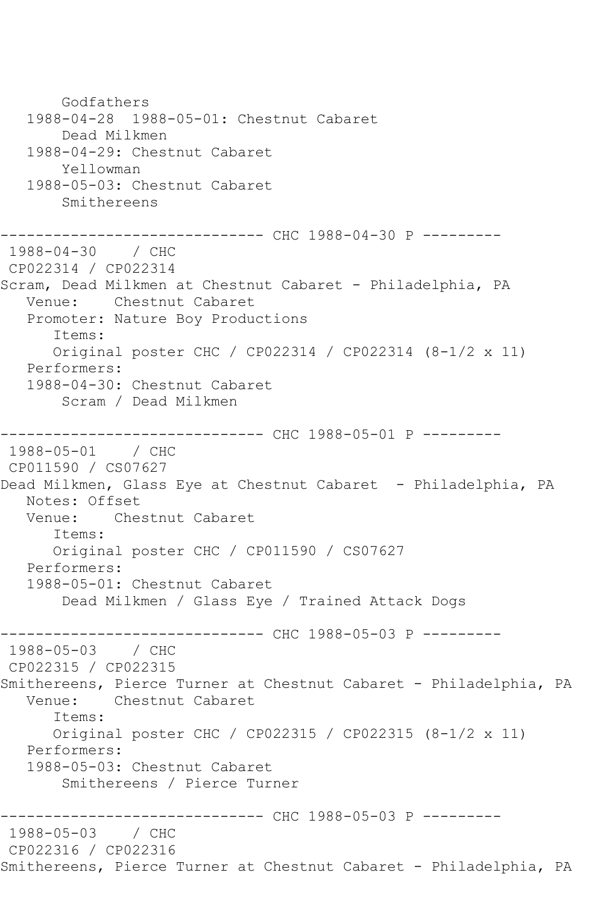```
       Godfathers
   1988-04-28  1988-05-01: Chestnut Cabaret
       Dead Milkmen
   1988-04-29: Chestnut Cabaret
       Yellowman
   1988-05-03: Chestnut Cabaret
       Smithereens

------------------------------ CHC 1988-04-30 P ---------
 1988-04-30    / CHC
 CP022314 / CP022314
Scram, Dead Milkmen at Chestnut Cabaret - Philadelphia, PA
   Venue:    Chestnut Cabaret
   Promoter: Nature Boy Productions
      Items:
      Original poster CHC / CP022314 / CP022314 (8-1/2 x 11)
   Performers:
   1988-04-30: Chestnut Cabaret
       Scram / Dead Milkmen

------------------------------ CHC 1988-05-01 P ---------
 1988-05-01    / CHC
 CP011590 / CS07627
Dead Milkmen, Glass Eye at Chestnut Cabaret  - Philadelphia, PA
   Notes: Offset
   Venue:    Chestnut Cabaret
      Items:
      Original poster CHC / CP011590 / CS07627
   Performers:
   1988-05-01: Chestnut Cabaret
       Dead Milkmen / Glass Eye / Trained Attack Dogs

------------------------------ CHC 1988-05-03 P ---------
 1988-05-03    / CHC
 CP022315 / CP022315
Smithereens, Pierce Turner at Chestnut Cabaret - Philadelphia, PA
   Venue:    Chestnut Cabaret
      Items:
      Original poster CHC / CP022315 / CP022315 (8-1/2 x 11)
   Performers:
   1988-05-03: Chestnut Cabaret
       Smithereens / Pierce Turner

------------------------------ CHC 1988-05-03 P ---------
 1988-05-03    / CHC
 CP022316 / CP022316
Smithereens, Pierce Turner at Chestnut Cabaret - Philadelphia, PA
```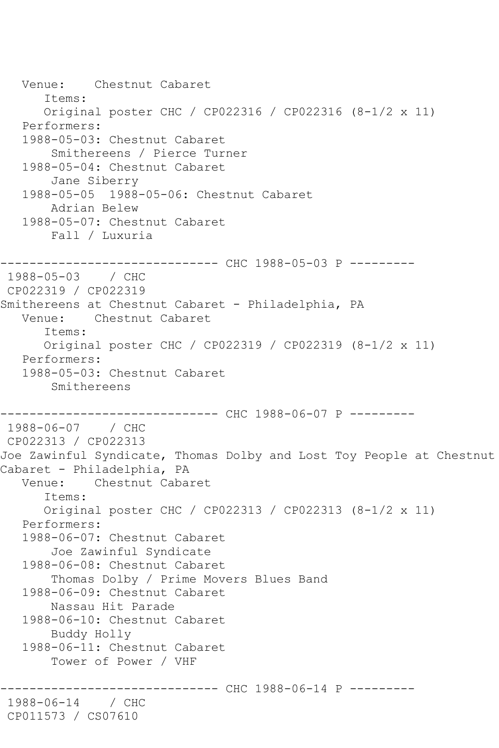Venue: Chestnut Cabaret
Items:
Original poster CHC / CP022316 / CP022316 (8-1/2 x 11)
Performers:
1988-05-03: Chestnut Cabaret
Smithereens / Pierce Turner
1988-05-04: Chestnut Cabaret
Jane Siberry
1988-05-05 1988-05-06: Chestnut Cabaret
Adrian Belew
1988-05-07: Chestnut Cabaret
Fall / Luxuria

------------------------------ CHC 1988-05-03 P ---------
1988-05-03 / CHC
CP022319 / CP022319
Smithereens at Chestnut Cabaret - Philadelphia, PA
Venue: Chestnut Cabaret
Items:
Original poster CHC / CP022319 / CP022319 (8-1/2 x 11)
Performers:
1988-05-03: Chestnut Cabaret
Smithereens

------------------------------ CHC 1988-06-07 P ---------
1988-06-07 / CHC
CP022313 / CP022313
Joe Zawinful Syndicate, Thomas Dolby and Lost Toy People at Chestnut Cabaret - Philadelphia, PA
Venue: Chestnut Cabaret
Items:
Original poster CHC / CP022313 / CP022313 (8-1/2 x 11)
Performers:
1988-06-07: Chestnut Cabaret
Joe Zawinful Syndicate
1988-06-08: Chestnut Cabaret
Thomas Dolby / Prime Movers Blues Band
1988-06-09: Chestnut Cabaret
Nassau Hit Parade
1988-06-10: Chestnut Cabaret
Buddy Holly
1988-06-11: Chestnut Cabaret
Tower of Power / VHF

------------------------------ CHC 1988-06-14 P ---------
1988-06-14 / CHC
CP011573 / CS07610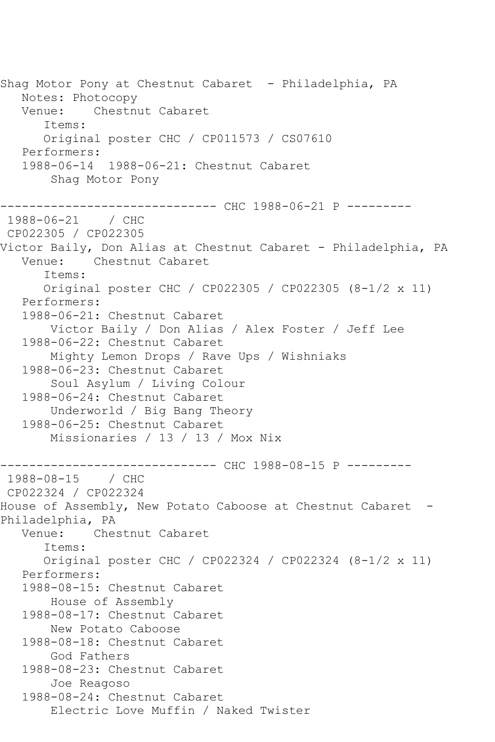Shag Motor Pony at Chestnut Cabaret - Philadelphia, PA
   Notes: Photocopy
   Venue: Chestnut Cabaret
      Items:
      Original poster CHC / CP011573 / CS07610
   Performers:
   1988-06-14 1988-06-21: Chestnut Cabaret
       Shag Motor Pony

------------------------------ CHC 1988-06-21 P ---------
 1988-06-21 / CHC
 CP022305 / CP022305
Victor Baily, Don Alias at Chestnut Cabaret - Philadelphia, PA
   Venue: Chestnut Cabaret
      Items:
      Original poster CHC / CP022305 / CP022305 (8-1/2 x 11)
   Performers:
   1988-06-21: Chestnut Cabaret
       Victor Baily / Don Alias / Alex Foster / Jeff Lee
   1988-06-22: Chestnut Cabaret
       Mighty Lemon Drops / Rave Ups / Wishniaks
   1988-06-23: Chestnut Cabaret
       Soul Asylum / Living Colour
   1988-06-24: Chestnut Cabaret
       Underworld / Big Bang Theory
   1988-06-25: Chestnut Cabaret
       Missionaries / 13 / 13 / Mox Nix

------------------------------ CHC 1988-08-15 P ---------
 1988-08-15 / CHC
 CP022324 / CP022324
House of Assembly, New Potato Caboose at Chestnut Cabaret -
Philadelphia, PA
   Venue: Chestnut Cabaret
      Items:
      Original poster CHC / CP022324 / CP022324 (8-1/2 x 11)
   Performers:
   1988-08-15: Chestnut Cabaret
       House of Assembly
   1988-08-17: Chestnut Cabaret
       New Potato Caboose
   1988-08-18: Chestnut Cabaret
       God Fathers
   1988-08-23: Chestnut Cabaret
       Joe Reagoso
   1988-08-24: Chestnut Cabaret
       Electric Love Muffin / Naked Twister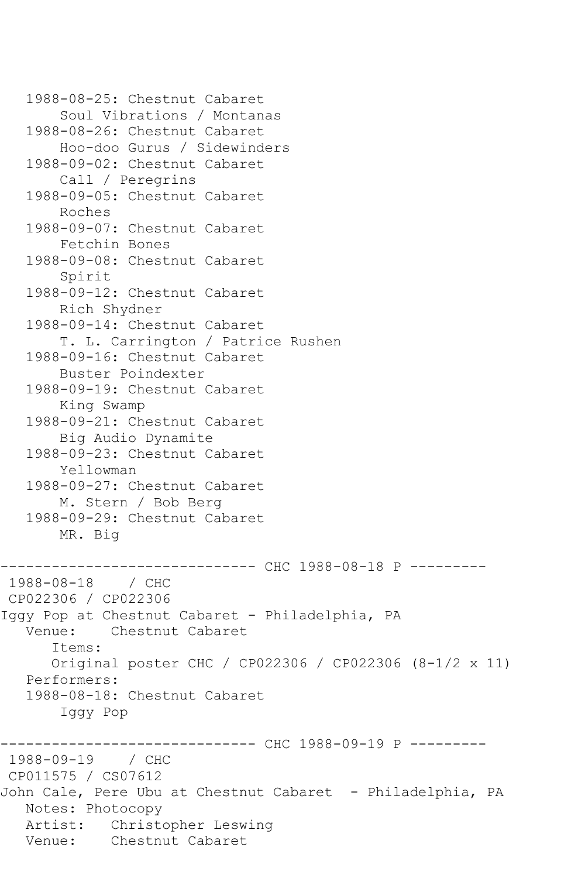```
   1988-08-25: Chestnut Cabaret
       Soul Vibrations / Montanas
   1988-08-26: Chestnut Cabaret
       Hoo-doo Gurus / Sidewinders
   1988-09-02: Chestnut Cabaret
       Call / Peregrins
   1988-09-05: Chestnut Cabaret
       Roches
   1988-09-07: Chestnut Cabaret
       Fetchin Bones
   1988-09-08: Chestnut Cabaret
       Spirit
   1988-09-12: Chestnut Cabaret
       Rich Shydner
   1988-09-14: Chestnut Cabaret
       T. L. Carrington / Patrice Rushen
   1988-09-16: Chestnut Cabaret
       Buster Poindexter
   1988-09-19: Chestnut Cabaret
       King Swamp
   1988-09-21: Chestnut Cabaret
       Big Audio Dynamite
   1988-09-23: Chestnut Cabaret
       Yellowman
   1988-09-27: Chestnut Cabaret
       M. Stern / Bob Berg
   1988-09-29: Chestnut Cabaret
       MR. Big

------------------------------ CHC 1988-08-18 P ---------
 1988-08-18    / CHC
 CP022306 / CP022306
Iggy Pop at Chestnut Cabaret - Philadelphia, PA
   Venue:    Chestnut Cabaret
      Items:
      Original poster CHC / CP022306 / CP022306 (8-1/2 x 11)
   Performers:
   1988-08-18: Chestnut Cabaret
       Iggy Pop

------------------------------ CHC 1988-09-19 P ---------
 1988-09-19    / CHC
 CP011575 / CS07612
John Cale, Pere Ubu at Chestnut Cabaret  - Philadelphia, PA
   Notes: Photocopy
   Artist:   Christopher Leswing
   Venue:    Chestnut Cabaret
```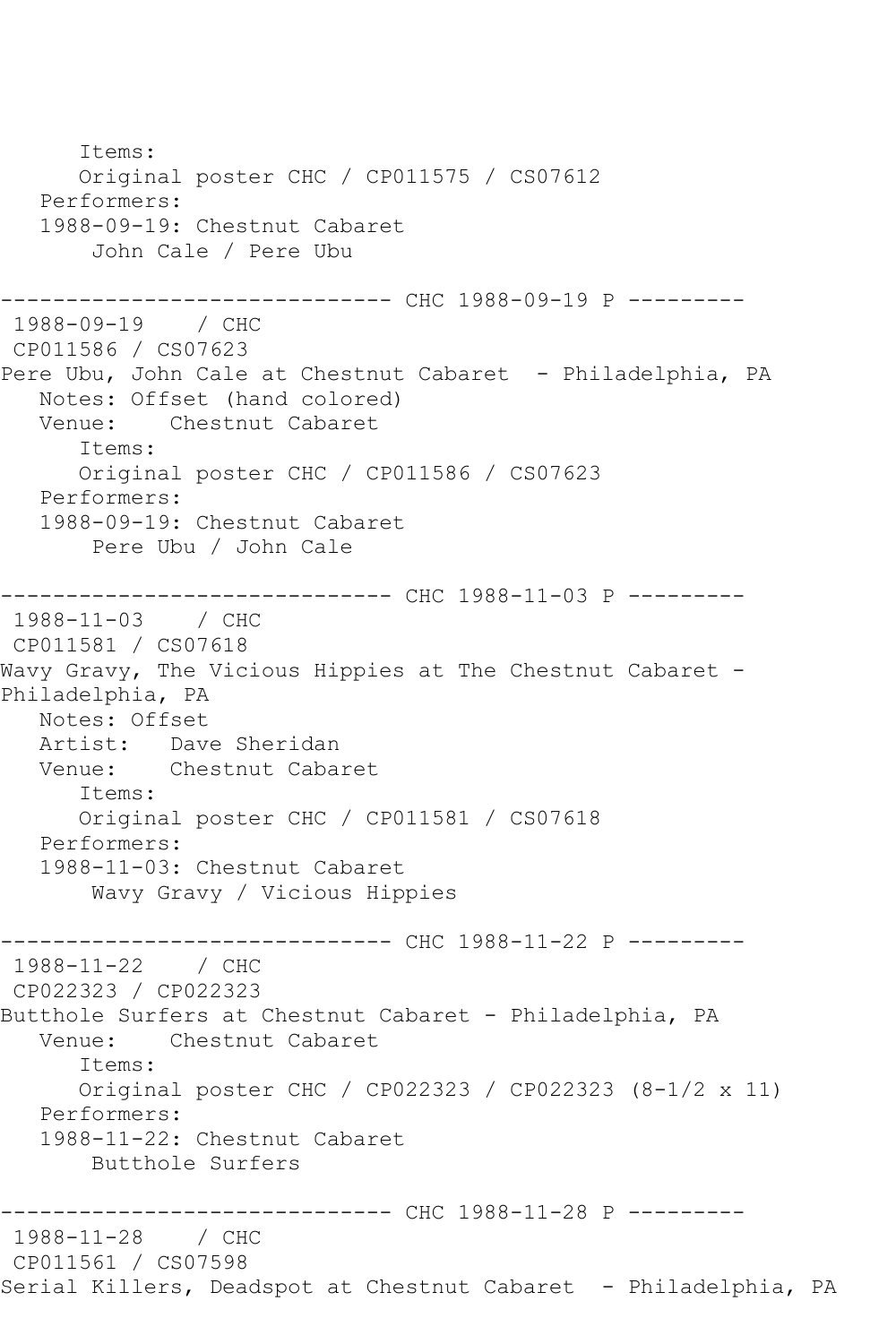Items:
      Original poster CHC / CP011575 / CS07612
   Performers:
   1988-09-19: Chestnut Cabaret
       John Cale / Pere Ubu

------------------------------ CHC 1988-09-19 P ---------
 1988-09-19    / CHC
 CP011586 / CS07623
Pere Ubu, John Cale at Chestnut Cabaret  - Philadelphia, PA
   Notes: Offset (hand colored)
   Venue:    Chestnut Cabaret
      Items:
      Original poster CHC / CP011586 / CS07623
   Performers:
   1988-09-19: Chestnut Cabaret
       Pere Ubu / John Cale

------------------------------ CHC 1988-11-03 P ---------
 1988-11-03    / CHC
 CP011581 / CS07618
Wavy Gravy, The Vicious Hippies at The Chestnut Cabaret - Philadelphia, PA
   Notes: Offset
   Artist:   Dave Sheridan
   Venue:    Chestnut Cabaret
      Items:
      Original poster CHC / CP011581 / CS07618
   Performers:
   1988-11-03: Chestnut Cabaret
       Wavy Gravy / Vicious Hippies

------------------------------ CHC 1988-11-22 P ---------
 1988-11-22    / CHC
 CP022323 / CP022323
Butthole Surfers at Chestnut Cabaret - Philadelphia, PA
   Venue:    Chestnut Cabaret
      Items:
      Original poster CHC / CP022323 / CP022323 (8-1/2 x 11)
   Performers:
   1988-11-22: Chestnut Cabaret
       Butthole Surfers

------------------------------ CHC 1988-11-28 P ---------
 1988-11-28    / CHC
 CP011561 / CS07598
Serial Killers, Deadspot at Chestnut Cabaret  - Philadelphia, PA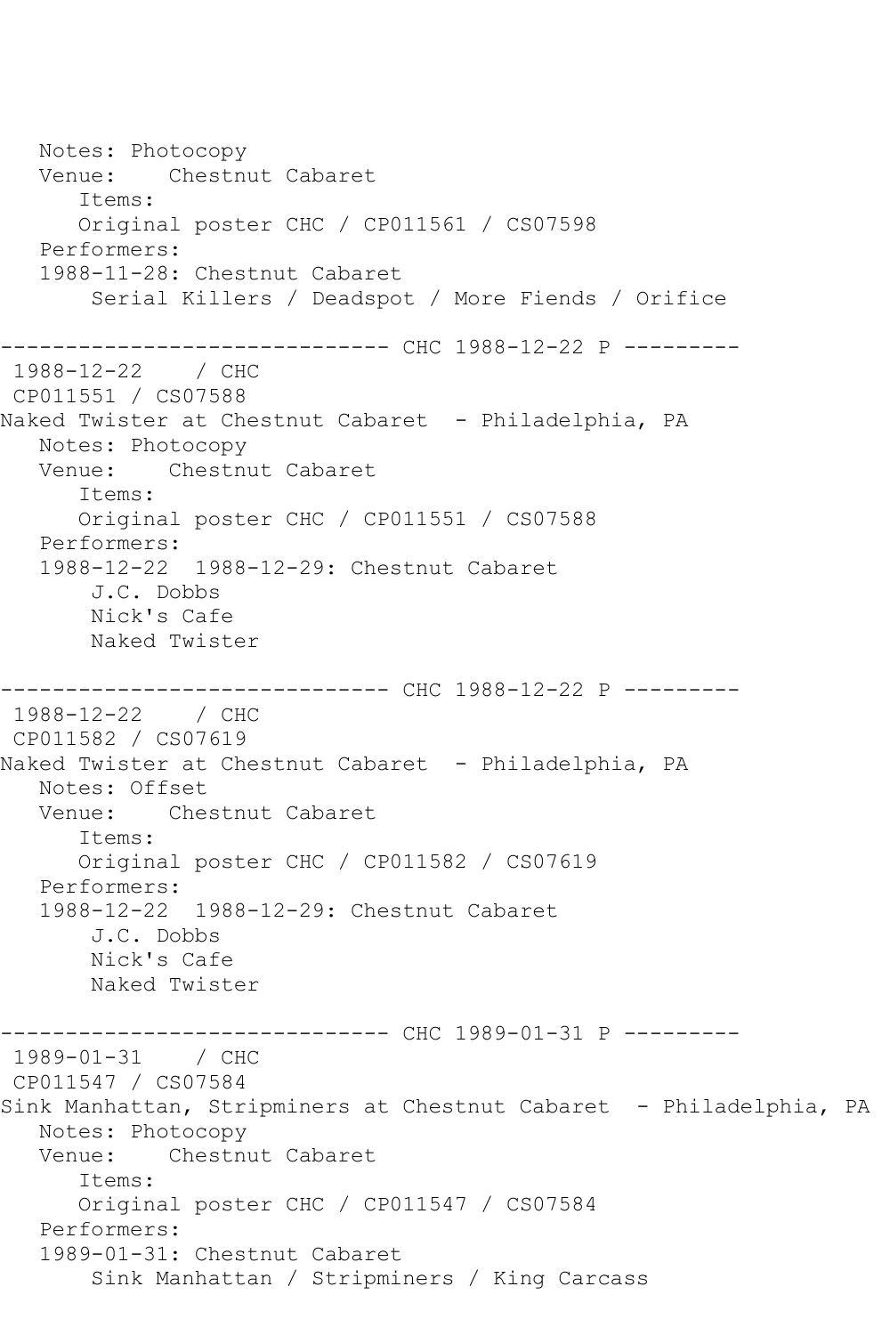```
   Notes: Photocopy
   Venue:    Chestnut Cabaret
      Items:
      Original poster CHC / CP011561 / CS07598
   Performers:
   1988-11-28: Chestnut Cabaret
       Serial Killers / Deadspot / More Fiends / Orifice

------------------------------ CHC 1988-12-22 P ---------
 1988-12-22    / CHC
 CP011551 / CS07588
Naked Twister at Chestnut Cabaret  - Philadelphia, PA
   Notes: Photocopy
   Venue:    Chestnut Cabaret
      Items:
      Original poster CHC / CP011551 / CS07588
   Performers:
   1988-12-22  1988-12-29: Chestnut Cabaret
       J.C. Dobbs
       Nick's Cafe
       Naked Twister

------------------------------ CHC 1988-12-22 P ---------
 1988-12-22    / CHC
 CP011582 / CS07619
Naked Twister at Chestnut Cabaret  - Philadelphia, PA
   Notes: Offset
   Venue:    Chestnut Cabaret
      Items:
      Original poster CHC / CP011582 / CS07619
   Performers:
   1988-12-22  1988-12-29: Chestnut Cabaret
       J.C. Dobbs
       Nick's Cafe
       Naked Twister

------------------------------ CHC 1989-01-31 P ---------
 1989-01-31    / CHC
 CP011547 / CS07584
Sink Manhattan, Stripminers at Chestnut Cabaret  - Philadelphia, PA
   Notes: Photocopy
   Venue:    Chestnut Cabaret
      Items:
      Original poster CHC / CP011547 / CS07584
   Performers:
   1989-01-31: Chestnut Cabaret
       Sink Manhattan / Stripminers / King Carcass
```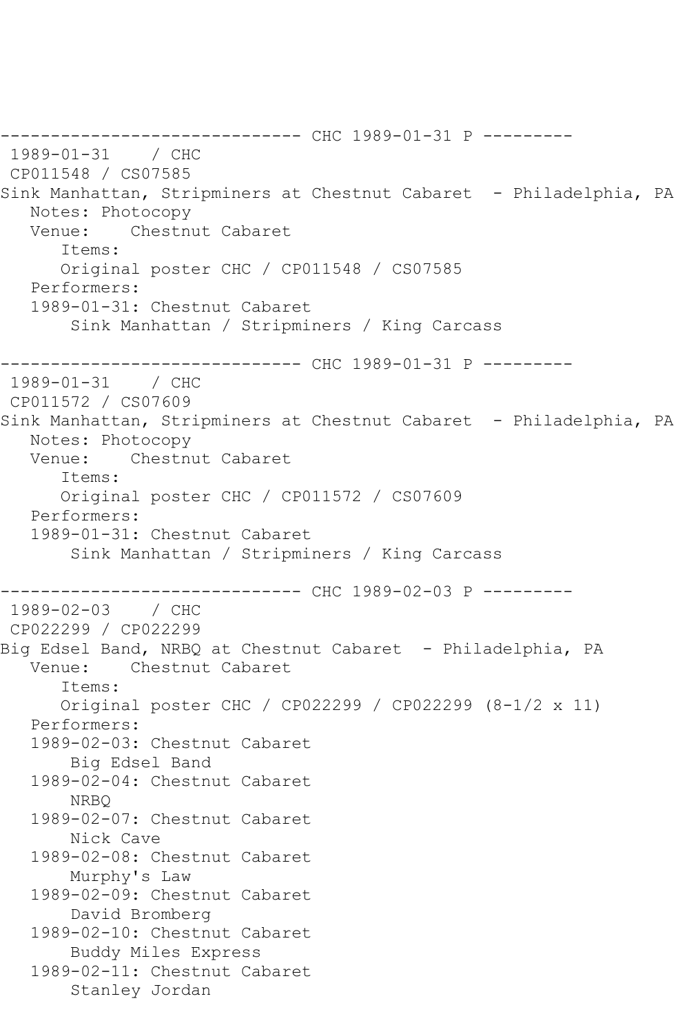------------------------------ CHC 1989-01-31 P ---------
1989-01-31 / CHC
CP011548 / CS07585
Sink Manhattan, Stripminers at Chestnut Cabaret - Philadelphia, PA
Notes: Photocopy
Venue: Chestnut Cabaret
Items:
Original poster CHC / CP011548 / CS07585
Performers:
1989-01-31: Chestnut Cabaret
Sink Manhattan / Stripminers / King Carcass

------------------------------ CHC 1989-01-31 P ---------
1989-01-31 / CHC
CP011572 / CS07609
Sink Manhattan, Stripminers at Chestnut Cabaret - Philadelphia, PA
Notes: Photocopy
Venue: Chestnut Cabaret
Items:
Original poster CHC / CP011572 / CS07609
Performers:
1989-01-31: Chestnut Cabaret
Sink Manhattan / Stripminers / King Carcass

------------------------------ CHC 1989-02-03 P ---------
1989-02-03 / CHC
CP022299 / CP022299
Big Edsel Band, NRBQ at Chestnut Cabaret - Philadelphia, PA
Venue: Chestnut Cabaret
Items:
Original poster CHC / CP022299 / CP022299 (8-1/2 x 11)
Performers:
1989-02-03: Chestnut Cabaret
Big Edsel Band
1989-02-04: Chestnut Cabaret
NRBQ
1989-02-07: Chestnut Cabaret
Nick Cave
1989-02-08: Chestnut Cabaret
Murphy's Law
1989-02-09: Chestnut Cabaret
David Bromberg
1989-02-10: Chestnut Cabaret
Buddy Miles Express
1989-02-11: Chestnut Cabaret
Stanley Jordan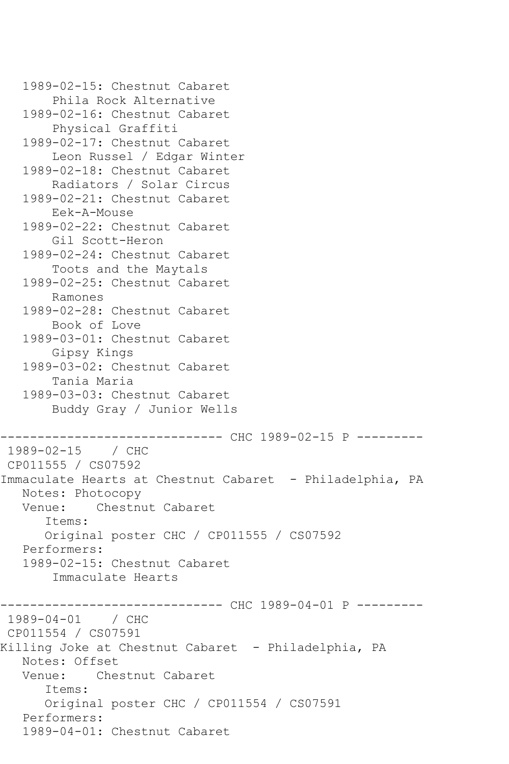1989-02-15: Chestnut Cabaret
       Phila Rock Alternative
   1989-02-16: Chestnut Cabaret
       Physical Graffiti
   1989-02-17: Chestnut Cabaret
       Leon Russel / Edgar Winter
   1989-02-18: Chestnut Cabaret
       Radiators / Solar Circus
   1989-02-21: Chestnut Cabaret
       Eek-A-Mouse
   1989-02-22: Chestnut Cabaret
       Gil Scott-Heron
   1989-02-24: Chestnut Cabaret
       Toots and the Maytals
   1989-02-25: Chestnut Cabaret
       Ramones
   1989-02-28: Chestnut Cabaret
       Book of Love
   1989-03-01: Chestnut Cabaret
       Gipsy Kings
   1989-03-02: Chestnut Cabaret
       Tania Maria
   1989-03-03: Chestnut Cabaret
       Buddy Gray / Junior Wells

------------------------------ CHC 1989-02-15 P ---------

1989-02-15    / CHC
CP011555 / CS07592
Immaculate Hearts at Chestnut Cabaret  - Philadelphia, PA
   Notes: Photocopy
   Venue:    Chestnut Cabaret
      Items:
      Original poster CHC / CP011555 / CS07592
   Performers:
   1989-02-15: Chestnut Cabaret
       Immaculate Hearts

------------------------------ CHC 1989-04-01 P ---------

1989-04-01    / CHC
CP011554 / CS07591
Killing Joke at Chestnut Cabaret  - Philadelphia, PA
   Notes: Offset
   Venue:    Chestnut Cabaret
      Items:
      Original poster CHC / CP011554 / CS07591
   Performers:
   1989-04-01: Chestnut Cabaret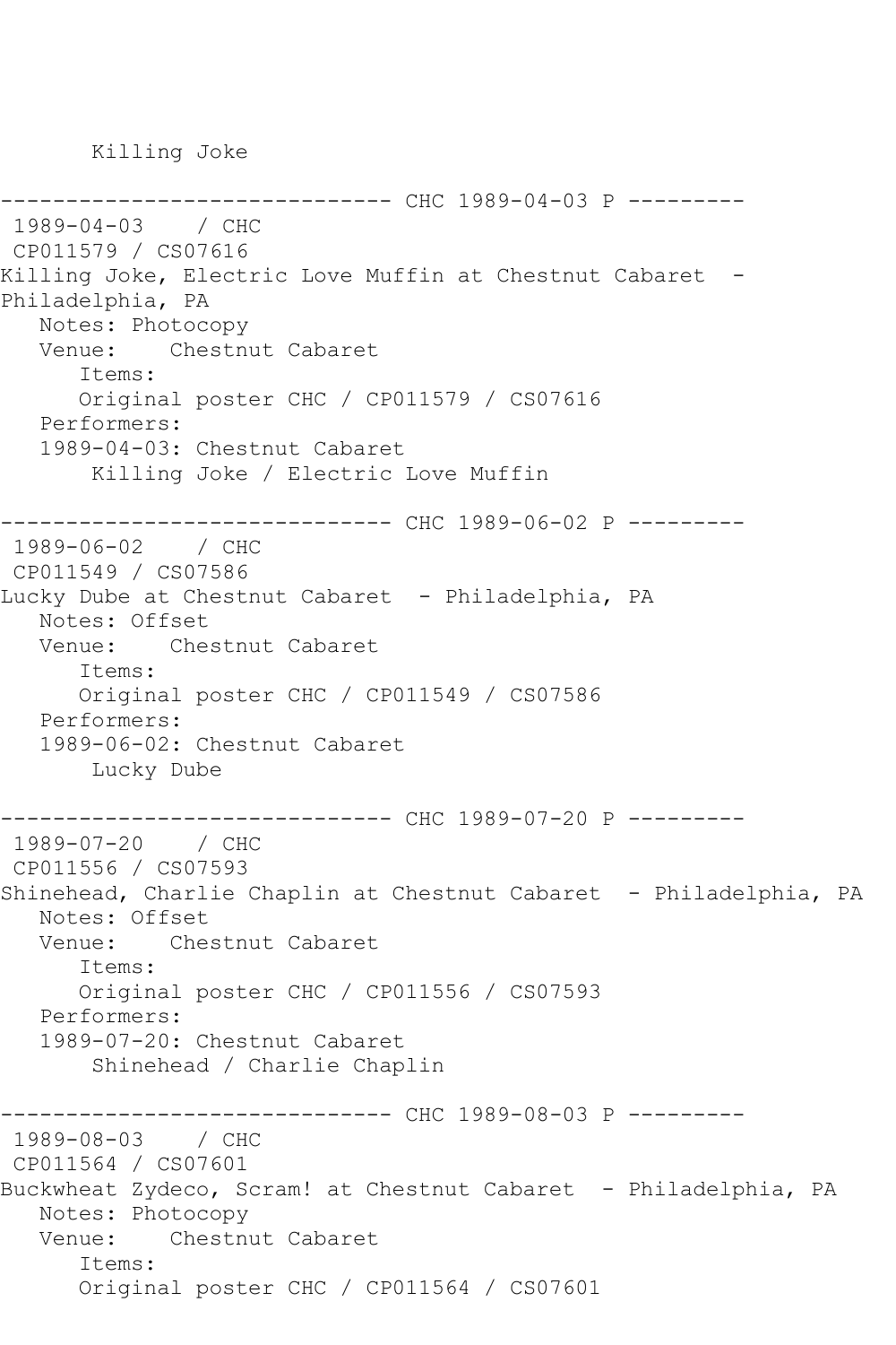Killing Joke

------------------------------ CHC 1989-04-03 P ---------
1989-04-03 / CHC
CP011579 / CS07616
Killing Joke, Electric Love Muffin at Chestnut Cabaret - Philadelphia, PA
Notes: Photocopy
Venue: Chestnut Cabaret
Items:
Original poster CHC / CP011579 / CS07616
Performers:
1989-04-03: Chestnut Cabaret
Killing Joke / Electric Love Muffin

------------------------------ CHC 1989-06-02 P ---------
1989-06-02 / CHC
CP011549 / CS07586
Lucky Dube at Chestnut Cabaret - Philadelphia, PA
Notes: Offset
Venue: Chestnut Cabaret
Items:
Original poster CHC / CP011549 / CS07586
Performers:
1989-06-02: Chestnut Cabaret
Lucky Dube

------------------------------ CHC 1989-07-20 P ---------
1989-07-20 / CHC
CP011556 / CS07593
Shinehead, Charlie Chaplin at Chestnut Cabaret - Philadelphia, PA
Notes: Offset
Venue: Chestnut Cabaret
Items:
Original poster CHC / CP011556 / CS07593
Performers:
1989-07-20: Chestnut Cabaret
Shinehead / Charlie Chaplin

------------------------------ CHC 1989-08-03 P ---------
1989-08-03 / CHC
CP011564 / CS07601
Buckwheat Zydeco, Scram! at Chestnut Cabaret - Philadelphia, PA
Notes: Photocopy
Venue: Chestnut Cabaret
Items:
Original poster CHC / CP011564 / CS07601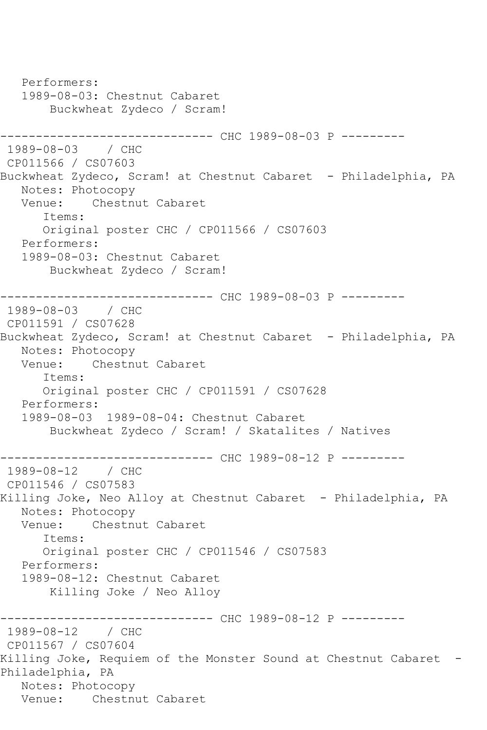```
   Performers:
   1989-08-03: Chestnut Cabaret
       Buckwheat Zydeco / Scram!

------------------------------ CHC 1989-08-03 P ---------
 1989-08-03    / CHC
 CP011566 / CS07603
Buckwheat Zydeco, Scram! at Chestnut Cabaret  - Philadelphia, PA
   Notes: Photocopy
   Venue:    Chestnut Cabaret
      Items:
      Original poster CHC / CP011566 / CS07603
   Performers:
   1989-08-03: Chestnut Cabaret
       Buckwheat Zydeco / Scram!

------------------------------ CHC 1989-08-03 P ---------
 1989-08-03    / CHC
 CP011591 / CS07628
Buckwheat Zydeco, Scram! at Chestnut Cabaret  - Philadelphia, PA
   Notes: Photocopy
   Venue:    Chestnut Cabaret
      Items:
      Original poster CHC / CP011591 / CS07628
   Performers:
   1989-08-03  1989-08-04: Chestnut Cabaret
       Buckwheat Zydeco / Scram! / Skatalites / Natives

------------------------------ CHC 1989-08-12 P ---------
 1989-08-12    / CHC
 CP011546 / CS07583
Killing Joke, Neo Alloy at Chestnut Cabaret  - Philadelphia, PA
   Notes: Photocopy
   Venue:    Chestnut Cabaret
      Items:
      Original poster CHC / CP011546 / CS07583
   Performers:
   1989-08-12: Chestnut Cabaret
       Killing Joke / Neo Alloy

------------------------------ CHC 1989-08-12 P ---------
 1989-08-12    / CHC
 CP011567 / CS07604
Killing Joke, Requiem of the Monster Sound at Chestnut Cabaret  -
Philadelphia, PA
   Notes: Photocopy
   Venue:    Chestnut Cabaret
```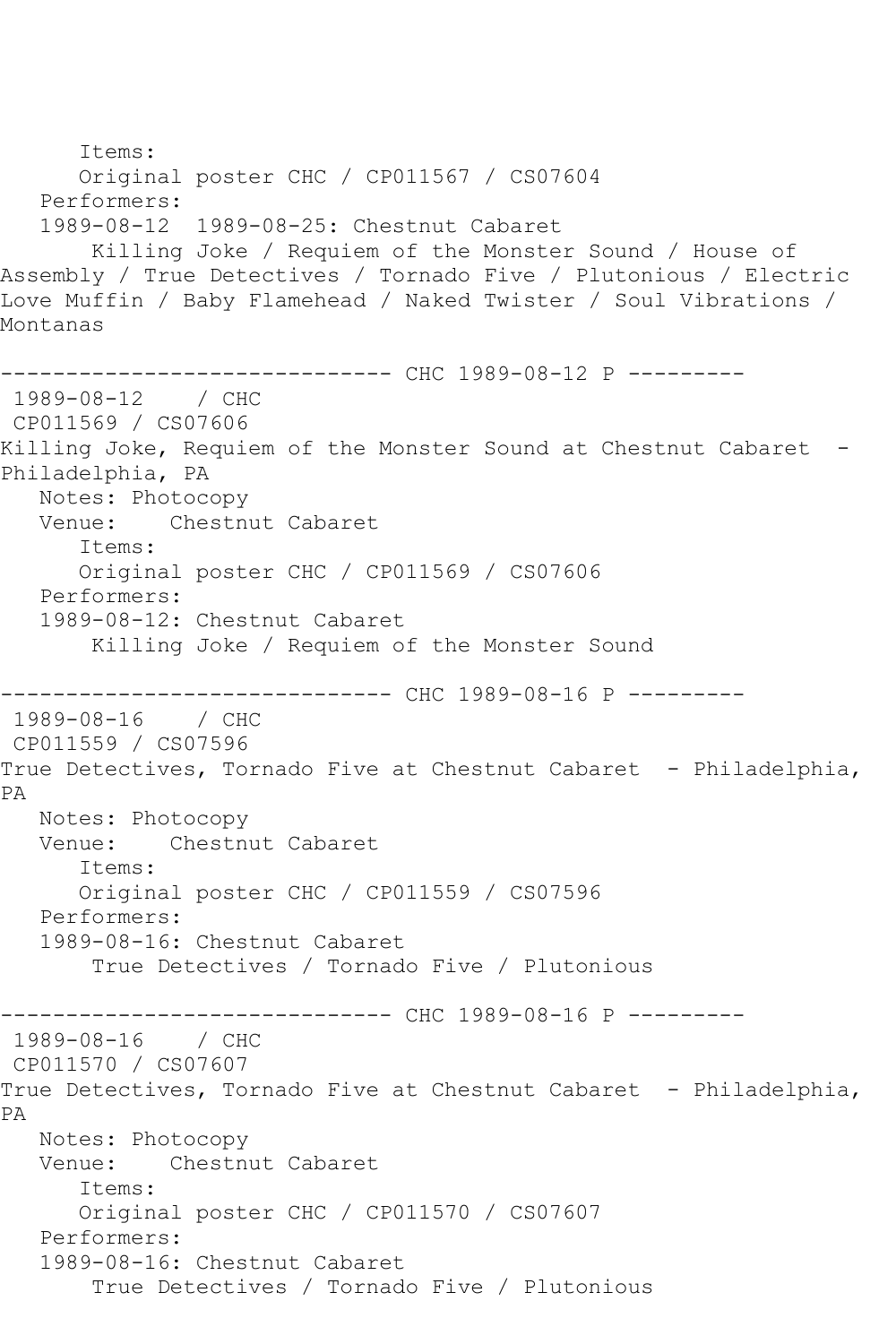Items:
Original poster CHC / CP011567 / CS07604
Performers:
1989-08-12 1989-08-25: Chestnut Cabaret
Killing Joke / Requiem of the Monster Sound / House of Assembly / True Detectives / Tornado Five / Plutonious / Electric Love Muffin / Baby Flamehead / Naked Twister / Soul Vibrations / Montanas

------------------------------ CHC 1989-08-12 P ---------

1989-08-12 / CHC
CP011569 / CS07606
Killing Joke, Requiem of the Monster Sound at Chestnut Cabaret - Philadelphia, PA
Notes: Photocopy
Venue: Chestnut Cabaret
Items:
Original poster CHC / CP011569 / CS07606
Performers:
1989-08-12: Chestnut Cabaret
Killing Joke / Requiem of the Monster Sound

------------------------------ CHC 1989-08-16 P ---------

1989-08-16 / CHC
CP011559 / CS07596
True Detectives, Tornado Five at Chestnut Cabaret - Philadelphia, PA
Notes: Photocopy
Venue: Chestnut Cabaret
Items:
Original poster CHC / CP011559 / CS07596
Performers:
1989-08-16: Chestnut Cabaret
True Detectives / Tornado Five / Plutonious

------------------------------ CHC 1989-08-16 P ---------

1989-08-16 / CHC
CP011570 / CS07607
True Detectives, Tornado Five at Chestnut Cabaret - Philadelphia, PA
Notes: Photocopy
Venue: Chestnut Cabaret
Items:
Original poster CHC / CP011570 / CS07607
Performers:
1989-08-16: Chestnut Cabaret
True Detectives / Tornado Five / Plutonious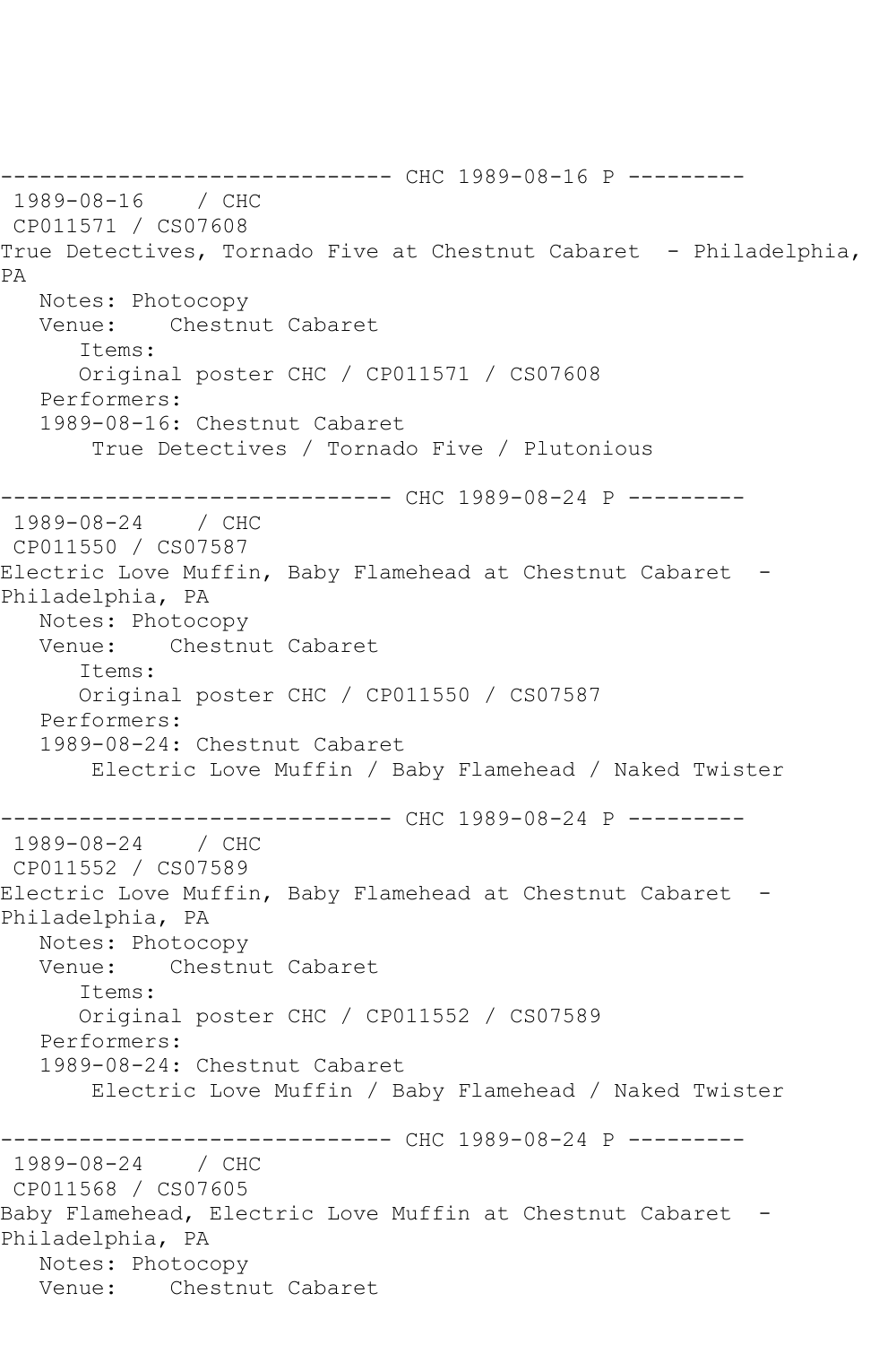------------------------------ CHC 1989-08-16 P ---------

1989-08-16 / CHC

CP011571 / CS07608

True Detectives, Tornado Five at Chestnut Cabaret - Philadelphia, PA

Notes: Photocopy

Venue: Chestnut Cabaret

Items:

Original poster CHC / CP011571 / CS07608

Performers:

1989-08-16: Chestnut Cabaret

True Detectives / Tornado Five / Plutonious

------------------------------ CHC 1989-08-24 P ---------

1989-08-24 / CHC

CP011550 / CS07587

Electric Love Muffin, Baby Flamehead at Chestnut Cabaret - Philadelphia, PA

Notes: Photocopy

Venue: Chestnut Cabaret

Items:

Original poster CHC / CP011550 / CS07587

Performers:

1989-08-24: Chestnut Cabaret

Electric Love Muffin / Baby Flamehead / Naked Twister

------------------------------ CHC 1989-08-24 P ---------

1989-08-24 / CHC

CP011552 / CS07589

Electric Love Muffin, Baby Flamehead at Chestnut Cabaret - Philadelphia, PA

Notes: Photocopy

Venue: Chestnut Cabaret

Items:

Original poster CHC / CP011552 / CS07589

Performers:

1989-08-24: Chestnut Cabaret

Electric Love Muffin / Baby Flamehead / Naked Twister

------------------------------ CHC 1989-08-24 P ---------

1989-08-24 / CHC

CP011568 / CS07605

Baby Flamehead, Electric Love Muffin at Chestnut Cabaret - Philadelphia, PA

Notes: Photocopy

Venue: Chestnut Cabaret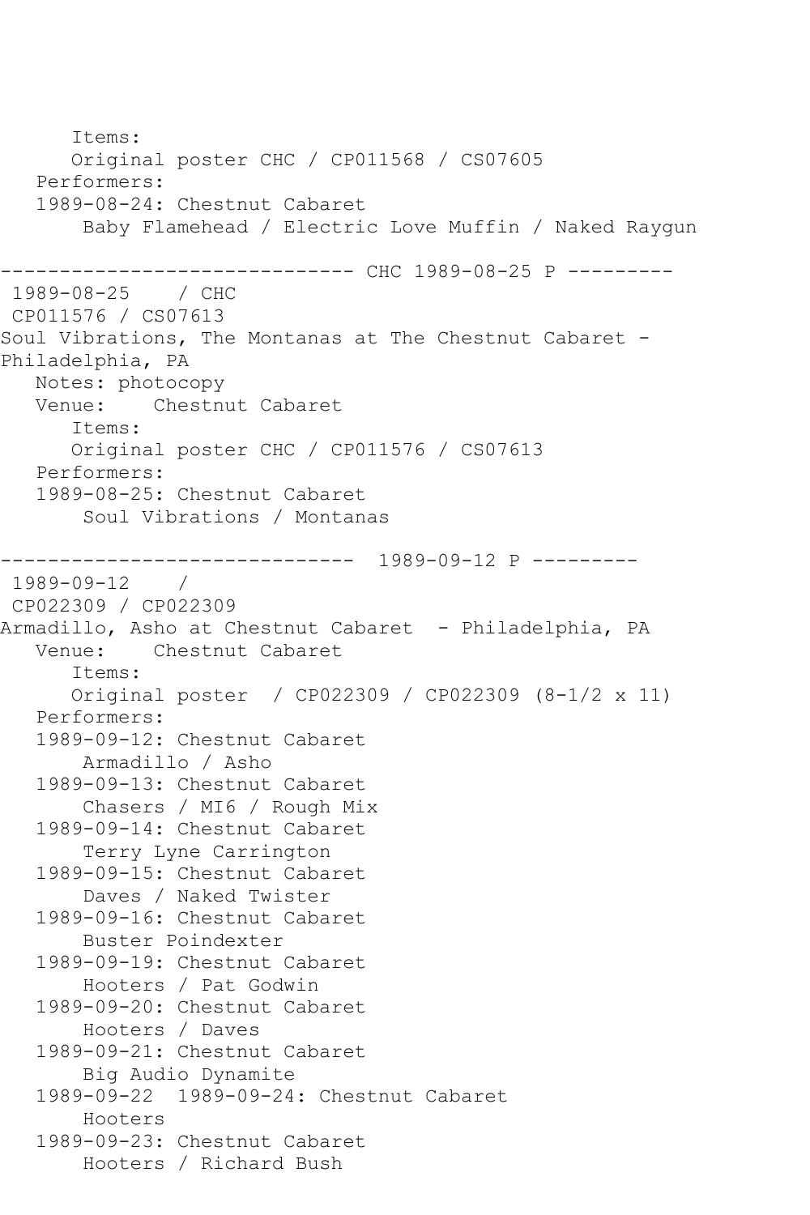Items:
Original poster CHC / CP011568 / CS07605
Performers:
1989-08-24: Chestnut Cabaret
Baby Flamehead / Electric Love Muffin / Naked Raygun

------------------------------ CHC 1989-08-25 P ---------

1989-08-25 / CHC
CP011576 / CS07613
Soul Vibrations, The Montanas at The Chestnut Cabaret - Philadelphia, PA
Notes: photocopy
Venue: Chestnut Cabaret
Items:
Original poster CHC / CP011576 / CS07613
Performers:
1989-08-25: Chestnut Cabaret
Soul Vibrations / Montanas

------------------------------ 1989-09-12 P ---------

1989-09-12 /
CP022309 / CP022309
Armadillo, Asho at Chestnut Cabaret - Philadelphia, PA
Venue: Chestnut Cabaret
Items:
Original poster / CP022309 / CP022309 (8-1/2 x 11)
Performers:
1989-09-12: Chestnut Cabaret
Armadillo / Asho
1989-09-13: Chestnut Cabaret
Chasers / MI6 / Rough Mix
1989-09-14: Chestnut Cabaret
Terry Lyne Carrington
1989-09-15: Chestnut Cabaret
Daves / Naked Twister
1989-09-16: Chestnut Cabaret
Buster Poindexter
1989-09-19: Chestnut Cabaret
Hooters / Pat Godwin
1989-09-20: Chestnut Cabaret
Hooters / Daves
1989-09-21: Chestnut Cabaret
Big Audio Dynamite
1989-09-22 1989-09-24: Chestnut Cabaret
Hooters
1989-09-23: Chestnut Cabaret
Hooters / Richard Bush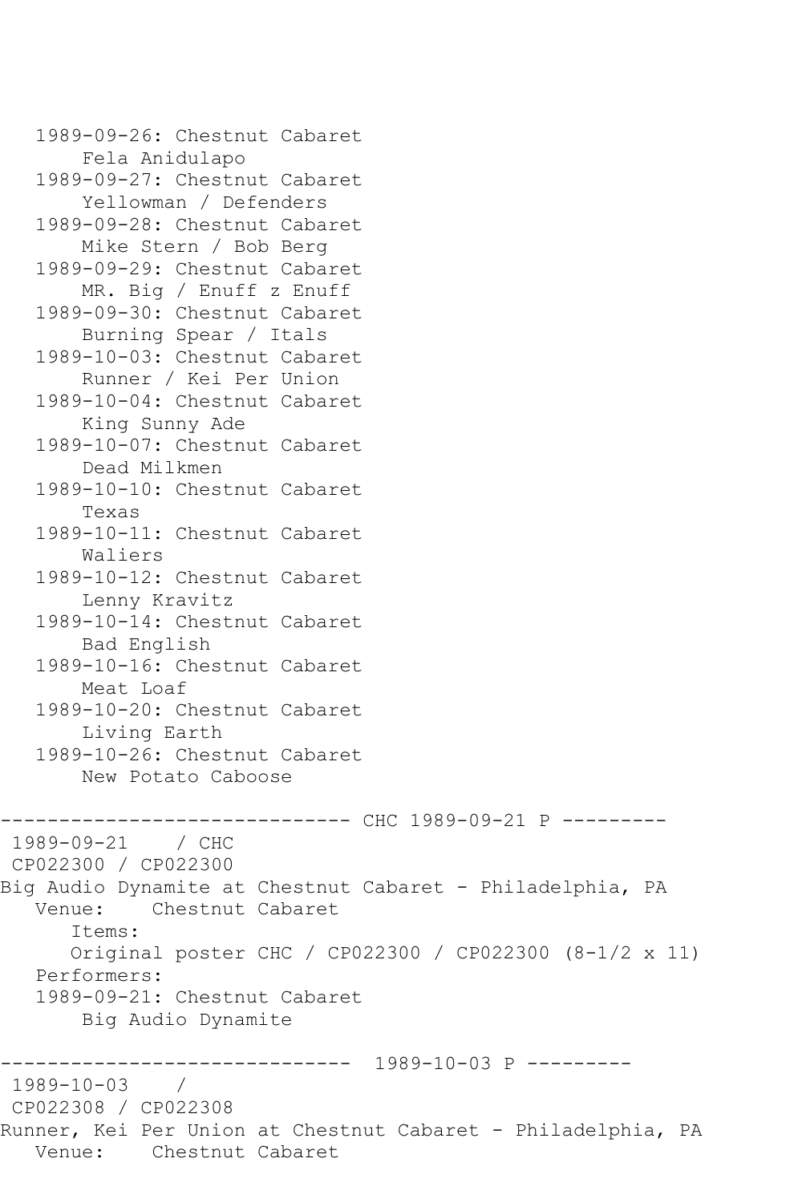```
   1989-09-26: Chestnut Cabaret
       Fela Anidulapo
   1989-09-27: Chestnut Cabaret
       Yellowman / Defenders
   1989-09-28: Chestnut Cabaret
       Mike Stern / Bob Berg
   1989-09-29: Chestnut Cabaret
       MR. Big / Enuff z Enuff
   1989-09-30: Chestnut Cabaret
       Burning Spear / Itals
   1989-10-03: Chestnut Cabaret
       Runner / Kei Per Union
   1989-10-04: Chestnut Cabaret
       King Sunny Ade
   1989-10-07: Chestnut Cabaret
       Dead Milkmen
   1989-10-10: Chestnut Cabaret
       Texas
   1989-10-11: Chestnut Cabaret
       Waliers
   1989-10-12: Chestnut Cabaret
       Lenny Kravitz
   1989-10-14: Chestnut Cabaret
       Bad English
   1989-10-16: Chestnut Cabaret
       Meat Loaf
   1989-10-20: Chestnut Cabaret
       Living Earth
   1989-10-26: Chestnut Cabaret
       New Potato Caboose

------------------------------ CHC 1989-09-21 P ---------
 1989-09-21    / CHC
 CP022300 / CP022300
Big Audio Dynamite at Chestnut Cabaret - Philadelphia, PA
   Venue:    Chestnut Cabaret
      Items:
      Original poster CHC / CP022300 / CP022300 (8-1/2 x 11)
   Performers:
   1989-09-21: Chestnut Cabaret
       Big Audio Dynamite

------------------------------  1989-10-03 P ---------
 1989-10-03    /
 CP022308 / CP022308
Runner, Kei Per Union at Chestnut Cabaret - Philadelphia, PA
   Venue:    Chestnut Cabaret
```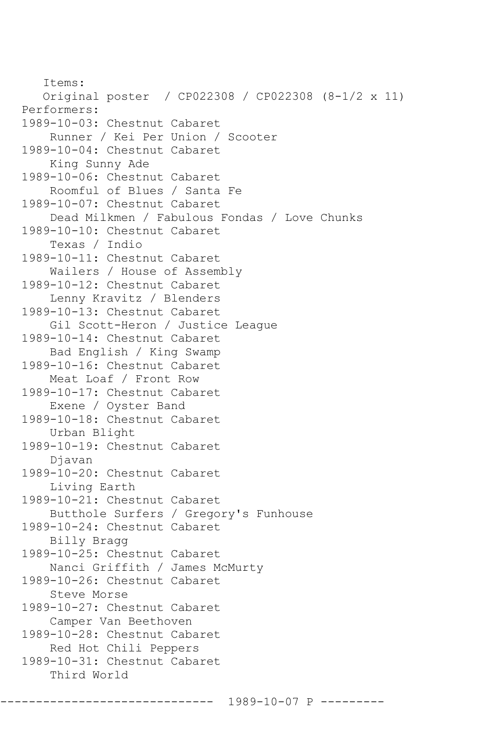Items:

Original poster / CP022308 / CP022308 (8-1/2 x 11)

Performers:

1989-10-03: Chestnut Cabaret
    Runner / Kei Per Union / Scooter
1989-10-04: Chestnut Cabaret
    King Sunny Ade
1989-10-06: Chestnut Cabaret
    Roomful of Blues / Santa Fe
1989-10-07: Chestnut Cabaret
    Dead Milkmen / Fabulous Fondas / Love Chunks
1989-10-10: Chestnut Cabaret
    Texas / Indio
1989-10-11: Chestnut Cabaret
    Wailers / House of Assembly
1989-10-12: Chestnut Cabaret
    Lenny Kravitz / Blenders
1989-10-13: Chestnut Cabaret
    Gil Scott-Heron / Justice League
1989-10-14: Chestnut Cabaret
    Bad English / King Swamp
1989-10-16: Chestnut Cabaret
    Meat Loaf / Front Row
1989-10-17: Chestnut Cabaret
    Exene / Oyster Band
1989-10-18: Chestnut Cabaret
    Urban Blight
1989-10-19: Chestnut Cabaret
    Djavan
1989-10-20: Chestnut Cabaret
    Living Earth
1989-10-21: Chestnut Cabaret
    Butthole Surfers / Gregory's Funhouse
1989-10-24: Chestnut Cabaret
    Billy Bragg
1989-10-25: Chestnut Cabaret
    Nanci Griffith / James McMurty
1989-10-26: Chestnut Cabaret
    Steve Morse
1989-10-27: Chestnut Cabaret
    Camper Van Beethoven
1989-10-28: Chestnut Cabaret
    Red Hot Chili Peppers
1989-10-31: Chestnut Cabaret
    Third World

------------------------------ 1989-10-07 P ---------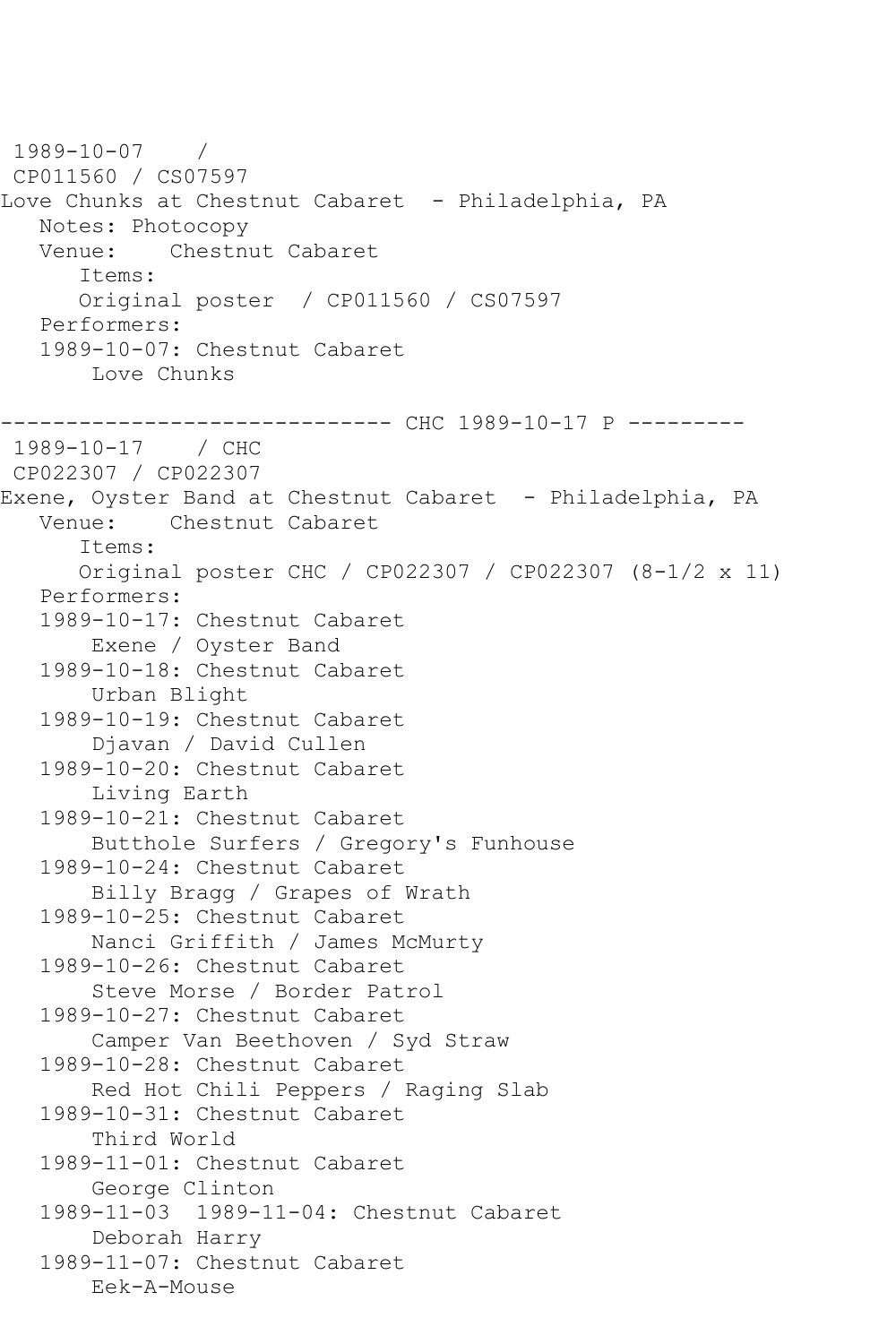1989-10-07 /
CP011560 / CS07597
Love Chunks at Chestnut Cabaret - Philadelphia, PA
Notes: Photocopy
Venue: Chestnut Cabaret
Items:
Original poster / CP011560 / CS07597
Performers:
1989-10-07: Chestnut Cabaret
Love Chunks

------------------------------ CHC 1989-10-17 P ---------
1989-10-17 / CHC
CP022307 / CP022307
Exene, Oyster Band at Chestnut Cabaret - Philadelphia, PA
Venue: Chestnut Cabaret
Items:
Original poster CHC / CP022307 / CP022307 (8-1/2 x 11)
Performers:
1989-10-17: Chestnut Cabaret
Exene / Oyster Band
1989-10-18: Chestnut Cabaret
Urban Blight
1989-10-19: Chestnut Cabaret
Djavan / David Cullen
1989-10-20: Chestnut Cabaret
Living Earth
1989-10-21: Chestnut Cabaret
Butthole Surfers / Gregory's Funhouse
1989-10-24: Chestnut Cabaret
Billy Bragg / Grapes of Wrath
1989-10-25: Chestnut Cabaret
Nanci Griffith / James McMurty
1989-10-26: Chestnut Cabaret
Steve Morse / Border Patrol
1989-10-27: Chestnut Cabaret
Camper Van Beethoven / Syd Straw
1989-10-28: Chestnut Cabaret
Red Hot Chili Peppers / Raging Slab
1989-10-31: Chestnut Cabaret
Third World
1989-11-01: Chestnut Cabaret
George Clinton
1989-11-03 1989-11-04: Chestnut Cabaret
Deborah Harry
1989-11-07: Chestnut Cabaret
Eek-A-Mouse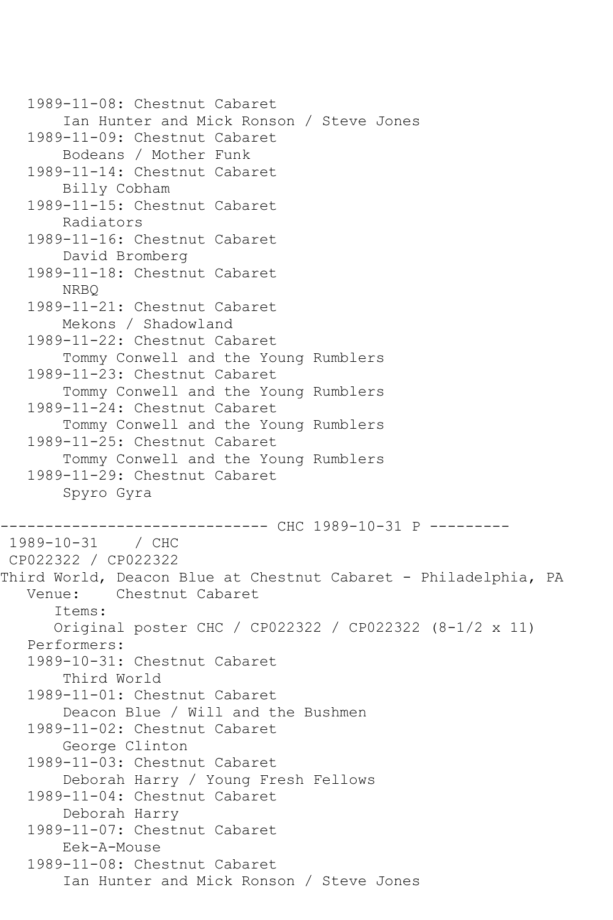```
   1989-11-08: Chestnut Cabaret
       Ian Hunter and Mick Ronson / Steve Jones
   1989-11-09: Chestnut Cabaret
       Bodeans / Mother Funk
   1989-11-14: Chestnut Cabaret
       Billy Cobham
   1989-11-15: Chestnut Cabaret
       Radiators
   1989-11-16: Chestnut Cabaret
       David Bromberg
   1989-11-18: Chestnut Cabaret
       NRBQ
   1989-11-21: Chestnut Cabaret
       Mekons / Shadowland
   1989-11-22: Chestnut Cabaret
       Tommy Conwell and the Young Rumblers
   1989-11-23: Chestnut Cabaret
       Tommy Conwell and the Young Rumblers
   1989-11-24: Chestnut Cabaret
       Tommy Conwell and the Young Rumblers
   1989-11-25: Chestnut Cabaret
       Tommy Conwell and the Young Rumblers
   1989-11-29: Chestnut Cabaret
       Spyro Gyra

------------------------------ CHC 1989-10-31 P ---------
 1989-10-31    / CHC
 CP022322 / CP022322
Third World, Deacon Blue at Chestnut Cabaret - Philadelphia, PA
   Venue:    Chestnut Cabaret
      Items:
      Original poster CHC / CP022322 / CP022322 (8-1/2 x 11)
   Performers:
   1989-10-31: Chestnut Cabaret
       Third World
   1989-11-01: Chestnut Cabaret
       Deacon Blue / Will and the Bushmen
   1989-11-02: Chestnut Cabaret
       George Clinton
   1989-11-03: Chestnut Cabaret
       Deborah Harry / Young Fresh Fellows
   1989-11-04: Chestnut Cabaret
       Deborah Harry
   1989-11-07: Chestnut Cabaret
       Eek-A-Mouse
   1989-11-08: Chestnut Cabaret
       Ian Hunter and Mick Ronson / Steve Jones
```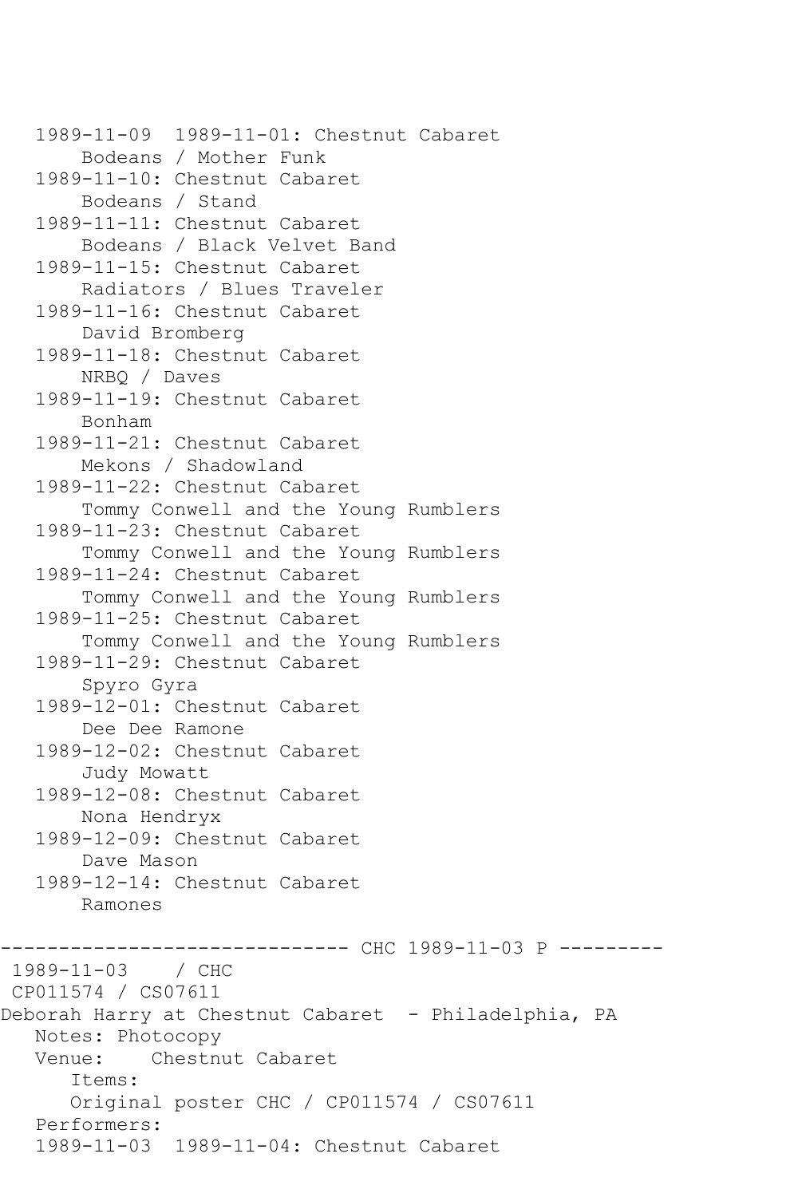1989-11-09  1989-11-01: Chestnut Cabaret
    Bodeans / Mother Funk
1989-11-10: Chestnut Cabaret
    Bodeans / Stand
1989-11-11: Chestnut Cabaret
    Bodeans / Black Velvet Band
1989-11-15: Chestnut Cabaret
    Radiators / Blues Traveler
1989-11-16: Chestnut Cabaret
    David Bromberg
1989-11-18: Chestnut Cabaret
    NRBQ / Daves
1989-11-19: Chestnut Cabaret
    Bonham
1989-11-21: Chestnut Cabaret
    Mekons / Shadowland
1989-11-22: Chestnut Cabaret
    Tommy Conwell and the Young Rumblers
1989-11-23: Chestnut Cabaret
    Tommy Conwell and the Young Rumblers
1989-11-24: Chestnut Cabaret
    Tommy Conwell and the Young Rumblers
1989-11-25: Chestnut Cabaret
    Tommy Conwell and the Young Rumblers
1989-11-29: Chestnut Cabaret
    Spyro Gyra
1989-12-01: Chestnut Cabaret
    Dee Dee Ramone
1989-12-02: Chestnut Cabaret
    Judy Mowatt
1989-12-08: Chestnut Cabaret
    Nona Hendryx
1989-12-09: Chestnut Cabaret
    Dave Mason
1989-12-14: Chestnut Cabaret
    Ramones

------------------------------ CHC 1989-11-03 P ---------

1989-11-03    / CHC
CP011574 / CS07611
Deborah Harry at Chestnut Cabaret  - Philadelphia, PA
   Notes: Photocopy
   Venue:    Chestnut Cabaret
      Items:
      Original poster CHC / CP011574 / CS07611
   Performers:
   1989-11-03  1989-11-04: Chestnut Cabaret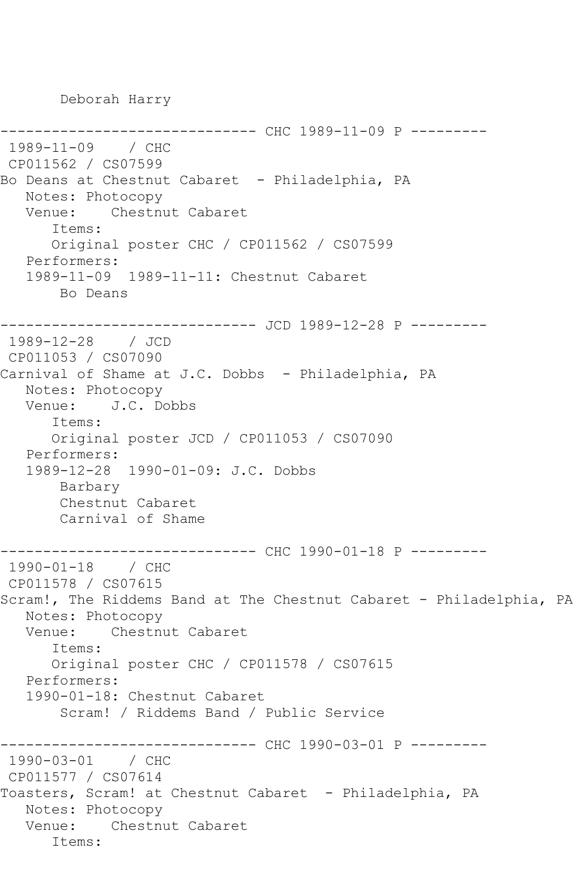Deborah Harry

------------------------------ CHC 1989-11-09 P ---------

1989-11-09 / CHC
CP011562 / CS07599
Bo Deans at Chestnut Cabaret - Philadelphia, PA
Notes: Photocopy
Venue: Chestnut Cabaret
Items:
Original poster CHC / CP011562 / CS07599
Performers:
1989-11-09 1989-11-11: Chestnut Cabaret
Bo Deans

------------------------------ JCD 1989-12-28 P ---------

1989-12-28 / JCD
CP011053 / CS07090
Carnival of Shame at J.C. Dobbs - Philadelphia, PA
Notes: Photocopy
Venue: J.C. Dobbs
Items:
Original poster JCD / CP011053 / CS07090
Performers:
1989-12-28 1990-01-09: J.C. Dobbs
Barbary
Chestnut Cabaret
Carnival of Shame

------------------------------ CHC 1990-01-18 P ---------

1990-01-18 / CHC
CP011578 / CS07615
Scram!, The Riddems Band at The Chestnut Cabaret - Philadelphia, PA
Notes: Photocopy
Venue: Chestnut Cabaret
Items:
Original poster CHC / CP011578 / CS07615
Performers:
1990-01-18: Chestnut Cabaret
Scram! / Riddems Band / Public Service

------------------------------ CHC 1990-03-01 P ---------

1990-03-01 / CHC
CP011577 / CS07614
Toasters, Scram! at Chestnut Cabaret - Philadelphia, PA
Notes: Photocopy
Venue: Chestnut Cabaret
Items: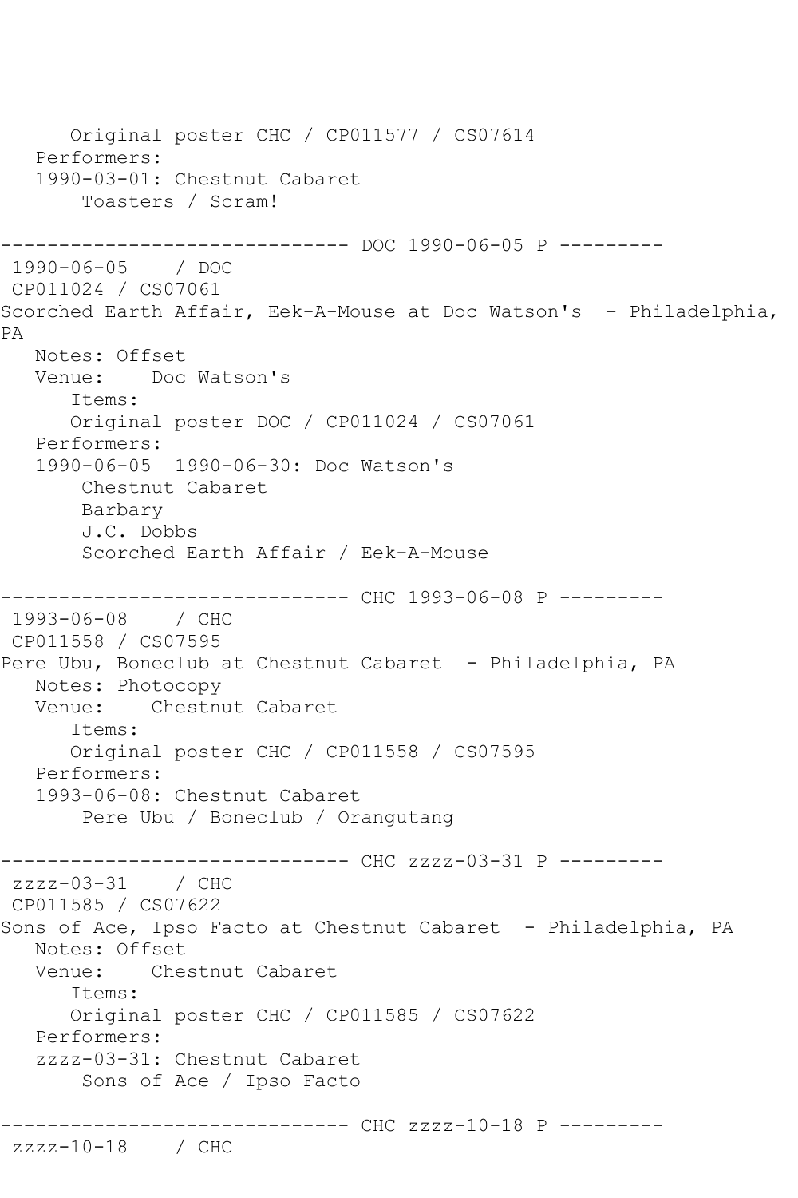Original poster CHC / CP011577 / CS07614
   Performers:
   1990-03-01: Chestnut Cabaret
       Toasters / Scram!

------------------------------ DOC 1990-06-05 P ---------
 1990-06-05    / DOC
 CP011024 / CS07061
Scorched Earth Affair, Eek-A-Mouse at Doc Watson's  - Philadelphia, PA
   Notes: Offset
   Venue:    Doc Watson's
      Items:
      Original poster DOC / CP011024 / CS07061
   Performers:
   1990-06-05  1990-06-30: Doc Watson's
       Chestnut Cabaret
       Barbary
       J.C. Dobbs
       Scorched Earth Affair / Eek-A-Mouse

------------------------------ CHC 1993-06-08 P ---------
 1993-06-08    / CHC
 CP011558 / CS07595
Pere Ubu, Boneclub at Chestnut Cabaret  - Philadelphia, PA
   Notes: Photocopy
   Venue:    Chestnut Cabaret
      Items:
      Original poster CHC / CP011558 / CS07595
   Performers:
   1993-06-08: Chestnut Cabaret
       Pere Ubu / Boneclub / Orangutang

------------------------------ CHC zzzz-03-31 P ---------
 zzzz-03-31    / CHC
 CP011585 / CS07622
Sons of Ace, Ipso Facto at Chestnut Cabaret  - Philadelphia, PA
   Notes: Offset
   Venue:    Chestnut Cabaret
      Items:
      Original poster CHC / CP011585 / CS07622
   Performers:
   zzzz-03-31: Chestnut Cabaret
       Sons of Ace / Ipso Facto

------------------------------ CHC zzzz-10-18 P ---------
 zzzz-10-18    / CHC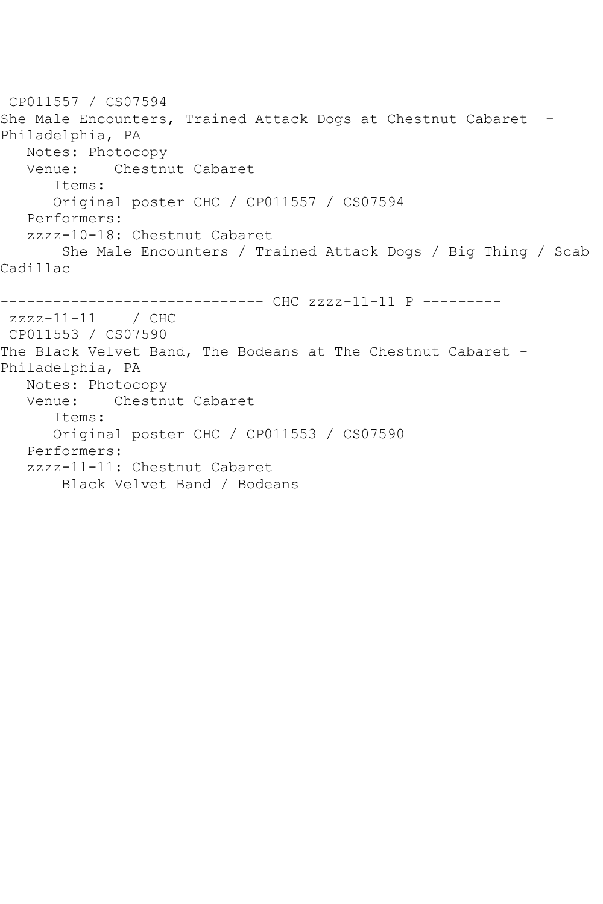CP011557 / CS07594
She Male Encounters, Trained Attack Dogs at Chestnut Cabaret - Philadelphia, PA
   Notes: Photocopy
   Venue:    Chestnut Cabaret
      Items:
      Original poster CHC / CP011557 / CS07594
   Performers:
   zzzz-10-18: Chestnut Cabaret
       She Male Encounters / Trained Attack Dogs / Big Thing / Scab Cadillac

------------------------------ CHC zzzz-11-11 P ---------
zzzz-11-11    / CHC
CP011553 / CS07590
The Black Velvet Band, The Bodeans at The Chestnut Cabaret - Philadelphia, PA
   Notes: Photocopy
   Venue:    Chestnut Cabaret
      Items:
      Original poster CHC / CP011553 / CS07590
   Performers:
   zzzz-11-11: Chestnut Cabaret
       Black Velvet Band / Bodeans